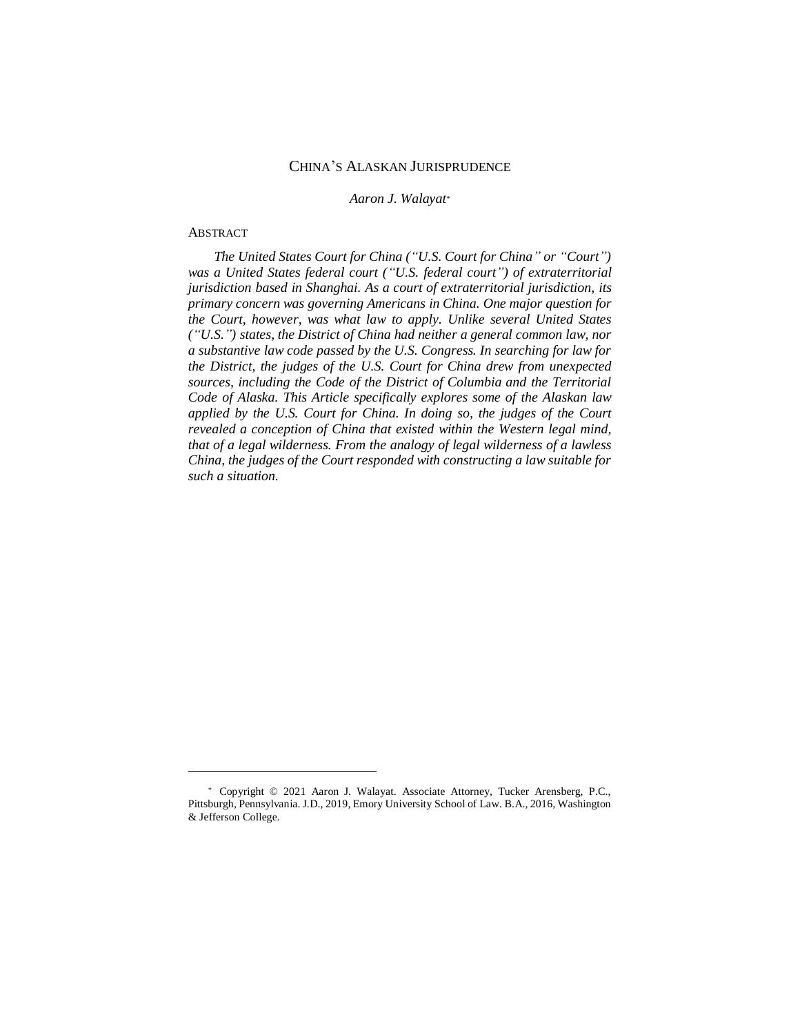# CHINA'S ALASKAN JURISPRUDENCE

*Aaron J. Walayat*[*]

## ABSTRACT

*The United States Court for China ("U.S. Court for China" or "Court") was a United States federal court ("U.S. federal court") of extraterritorial jurisdiction based in Shanghai. As a court of extraterritorial jurisdiction, its primary concern was governing Americans in China. One major question for the Court, however, was what law to apply. Unlike several United States ("U.S.") states, the District of China had neither a general common law, nor a substantive law code passed by the U.S. Congress. In searching for law for the District, the judges of the U.S. Court for China drew from unexpected sources, including the Code of the District of Columbia and the Territorial Code of Alaska. This Article specifically explores some of the Alaskan law applied by the U.S. Court for China. In doing so, the judges of the Court revealed a conception of China that existed within the Western legal mind, that of a legal wilderness. From the analogy of legal wilderness of a lawless China, the judges of the Court responded with constructing a law suitable for such a situation.*

---

[*] Copyright © 2021 Aaron J. Walayat. Associate Attorney, Tucker Arensberg, P.C., Pittsburgh, Pennsylvania. J.D., 2019, Emory University School of Law. B.A., 2016, Washington & Jefferson College.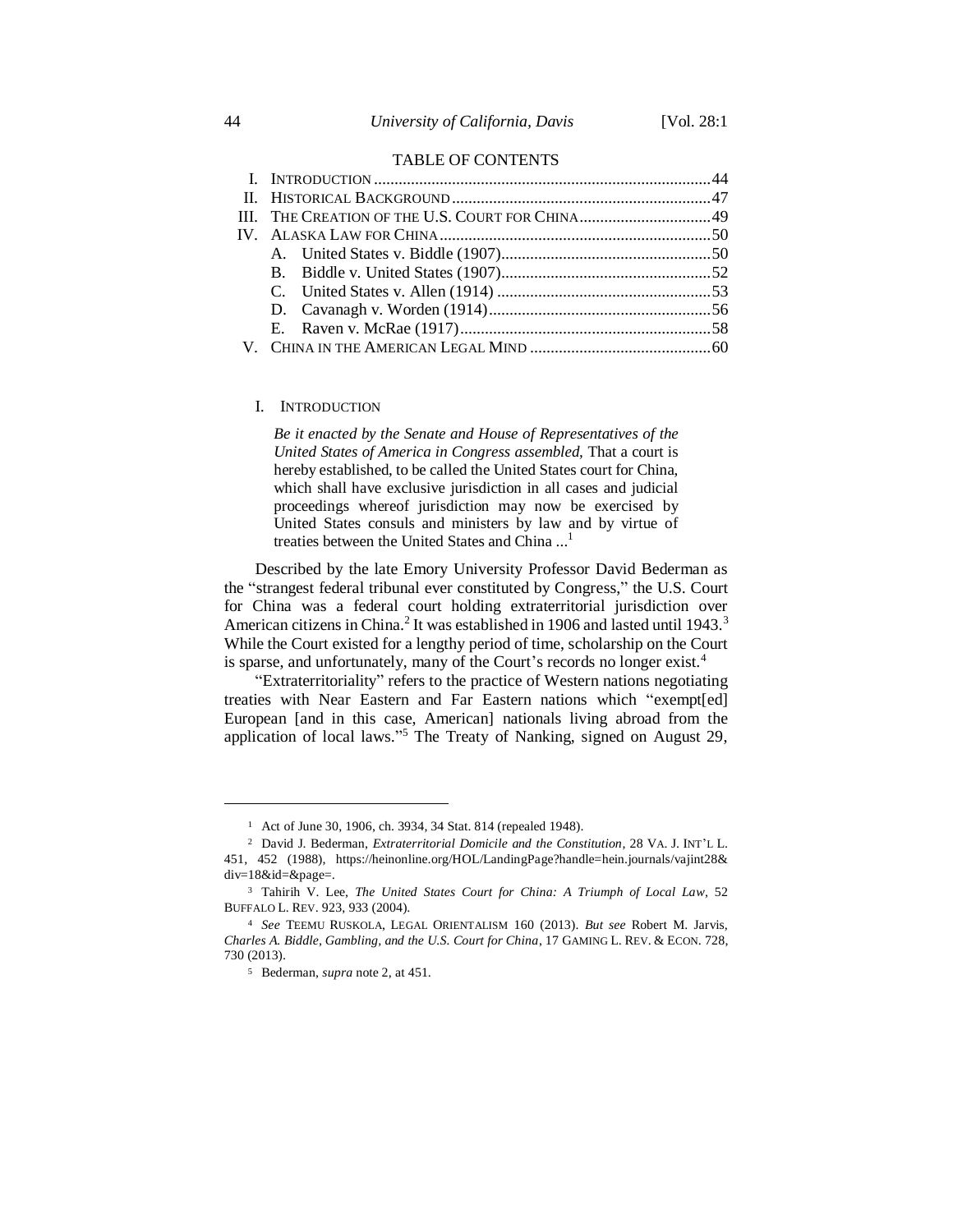## TABLE OF CONTENTS

I. INTRODUCTION .................................................................................. 44
II. HISTORICAL BACKGROUND .............................................................. 47
III. THE CREATION OF THE U.S. COURT FOR CHINA ................................ 49
IV. ALASKA LAW FOR CHINA .................................................................. 50
  A. United States v. Biddle (1907) ................................................... 50
  B. Biddle v. United States (1907) ................................................... 52
  C. United States v. Allen (1914) .................................................... 53
  D. Cavanagh v. Worden (1914) ...................................................... 56
  E. Raven v. McRae (1917) ............................................................. 58
V. CHINA IN THE AMERICAN LEGAL MIND ............................................ 60

## I. INTRODUCTION

> *Be it enacted by the Senate and House of Representatives of the United States of America in Congress assembled,* That a court is hereby established, to be called the United States court for China, which shall have exclusive jurisdiction in all cases and judicial proceedings whereof jurisdiction may now be exercised by United States consuls and ministers by law and by virtue of treaties between the United States and China ...[1]

Described by the late Emory University Professor David Bederman as the "strangest federal tribunal ever constituted by Congress," the U.S. Court for China was a federal court holding extraterritorial jurisdiction over American citizens in China.[2] It was established in 1906 and lasted until 1943.[3] While the Court existed for a lengthy period of time, scholarship on the Court is sparse, and unfortunately, many of the Court's records no longer exist.[4]

"Extraterritoriality" refers to the practice of Western nations negotiating treaties with Near Eastern and Far Eastern nations which "exempt[ed] European [and in this case, American] nationals living abroad from the application of local laws."[5] The Treaty of Nanking, signed on August 29,

---

[1] Act of June 30, 1906, ch. 3934, 34 Stat. 814 (repealed 1948).

[2] David J. Bederman, *Extraterritorial Domicile and the Constitution*, 28 VA. J. INT'L L. 451, 452 (1988), https://heinonline.org/HOL/LandingPage?handle=hein.journals/vajint28&div=18&id=&page=.

[3] Tahirih V. Lee, *The United States Court for China: A Triumph of Local Law*, 52 BUFFALO L. REV. 923, 933 (2004).

[4] *See* TEEMU RUSKOLA, LEGAL ORIENTALISM 160 (2013). *But see* Robert M. Jarvis, *Charles A. Biddle, Gambling, and the U.S. Court for China*, 17 GAMING L. REV. & ECON. 728, 730 (2013).

[5] Bederman, *supra* note 2, at 451.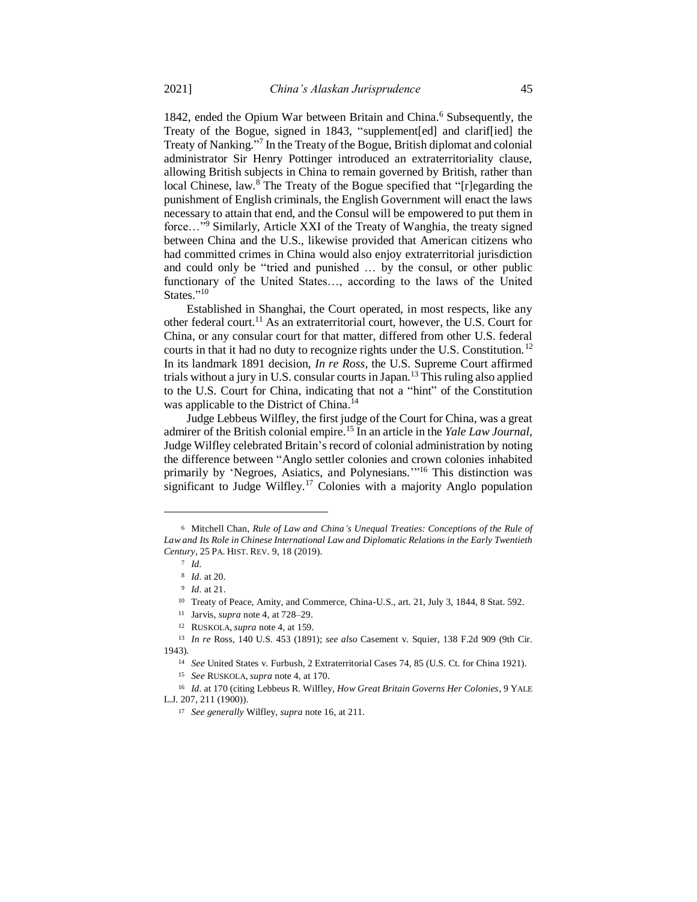1842, ended the Opium War between Britain and China.[6] Subsequently, the Treaty of the Bogue, signed in 1843, "supplement[ed] and clarif[ied] the Treaty of Nanking."[7] In the Treaty of the Bogue, British diplomat and colonial administrator Sir Henry Pottinger introduced an extraterritoriality clause, allowing British subjects in China to remain governed by British, rather than local Chinese, law.[8] The Treaty of the Bogue specified that "[r]egarding the punishment of English criminals, the English Government will enact the laws necessary to attain that end, and the Consul will be empowered to put them in force…"[9] Similarly, Article XXI of the Treaty of Wanghia, the treaty signed between China and the U.S., likewise provided that American citizens who had committed crimes in China would also enjoy extraterritorial jurisdiction and could only be "tried and punished … by the consul, or other public functionary of the United States…, according to the laws of the United States."[10]

Established in Shanghai, the Court operated, in most respects, like any other federal court.[11] As an extraterritorial court, however, the U.S. Court for China, or any consular court for that matter, differed from other U.S. federal courts in that it had no duty to recognize rights under the U.S. Constitution.[12] In its landmark 1891 decision, *In re Ross*, the U.S. Supreme Court affirmed trials without a jury in U.S. consular courts in Japan.[13] This ruling also applied to the U.S. Court for China, indicating that not a "hint" of the Constitution was applicable to the District of China.[14]

Judge Lebbeus Wilfley, the first judge of the Court for China, was a great admirer of the British colonial empire.[15] In an article in the *Yale Law Journal*, Judge Wilfley celebrated Britain's record of colonial administration by noting the difference between "Anglo settler colonies and crown colonies inhabited primarily by 'Negroes, Asiatics, and Polynesians.'"[16] This distinction was significant to Judge Wilfley.[17] Colonies with a majority Anglo population

---

[6] Mitchell Chan, *Rule of Law and China's Unequal Treaties: Conceptions of the Rule of Law and Its Role in Chinese International Law and Diplomatic Relations in the Early Twentieth Century*, 25 PA. HIST. REV. 9, 18 (2019).

[7] *Id.*

[8] *Id.* at 20.

[9] *Id.* at 21.

[10] Treaty of Peace, Amity, and Commerce, China-U.S., art. 21, July 3, 1844, 8 Stat. 592.

[11] Jarvis, *supra* note 4, at 728–29.

[12] RUSKOLA, *supra* note 4, at 159.

[13] *In re* Ross, 140 U.S. 453 (1891); *see also* Casement v. Squier, 138 F.2d 909 (9th Cir. 1943).

[14] *See* United States v. Furbush, 2 Extraterritorial Cases 74, 85 (U.S. Ct. for China 1921).

[15] *See* RUSKOLA, *supra* note 4, at 170.

[16] *Id.* at 170 (citing Lebbeus R. Wilfley, *How Great Britain Governs Her Colonies*, 9 YALE L.J. 207, 211 (1900)).

[17] *See generally* Wilfley, *supra* note 16, at 211.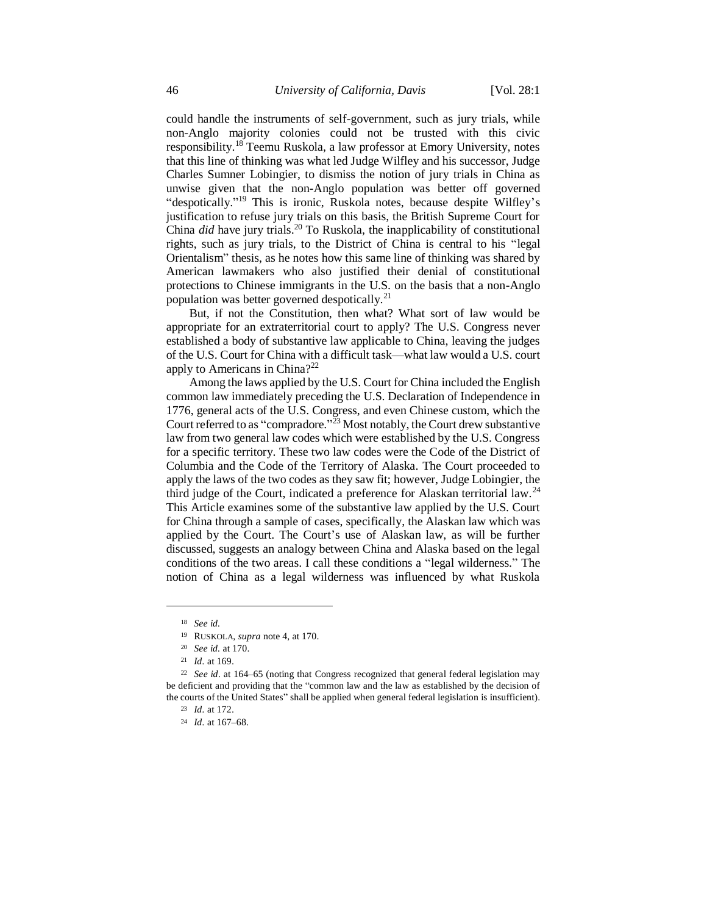could handle the instruments of self-government, such as jury trials, while non-Anglo majority colonies could not be trusted with this civic responsibility.[18] Teemu Ruskola, a law professor at Emory University, notes that this line of thinking was what led Judge Wilfley and his successor, Judge Charles Sumner Lobingier, to dismiss the notion of jury trials in China as unwise given that the non-Anglo population was better off governed "despotically."[19] This is ironic, Ruskola notes, because despite Wilfley's justification to refuse jury trials on this basis, the British Supreme Court for China *did* have jury trials.[20] To Ruskola, the inapplicability of constitutional rights, such as jury trials, to the District of China is central to his "legal Orientalism" thesis, as he notes how this same line of thinking was shared by American lawmakers who also justified their denial of constitutional protections to Chinese immigrants in the U.S. on the basis that a non-Anglo population was better governed despotically.[21]

But, if not the Constitution, then what? What sort of law would be appropriate for an extraterritorial court to apply? The U.S. Congress never established a body of substantive law applicable to China, leaving the judges of the U.S. Court for China with a difficult task—what law would a U.S. court apply to Americans in China?[22]

Among the laws applied by the U.S. Court for China included the English common law immediately preceding the U.S. Declaration of Independence in 1776, general acts of the U.S. Congress, and even Chinese custom, which the Court referred to as "compradore."[23] Most notably, the Court drew substantive law from two general law codes which were established by the U.S. Congress for a specific territory. These two law codes were the Code of the District of Columbia and the Code of the Territory of Alaska. The Court proceeded to apply the laws of the two codes as they saw fit; however, Judge Lobingier, the third judge of the Court, indicated a preference for Alaskan territorial law.[24] This Article examines some of the substantive law applied by the U.S. Court for China through a sample of cases, specifically, the Alaskan law which was applied by the Court. The Court's use of Alaskan law, as will be further discussed, suggests an analogy between China and Alaska based on the legal conditions of the two areas. I call these conditions a "legal wilderness." The notion of China as a legal wilderness was influenced by what Ruskola

---

[18] *See id.*

[19] RUSKOLA, *supra* note 4, at 170.

[20] *See id.* at 170.

[21] *Id.* at 169.

[22] *See id*. at 164–65 (noting that Congress recognized that general federal legislation may be deficient and providing that the "common law and the law as established by the decision of the courts of the United States" shall be applied when general federal legislation is insufficient).

[23] *Id.* at 172.

[24] *Id.* at 167–68.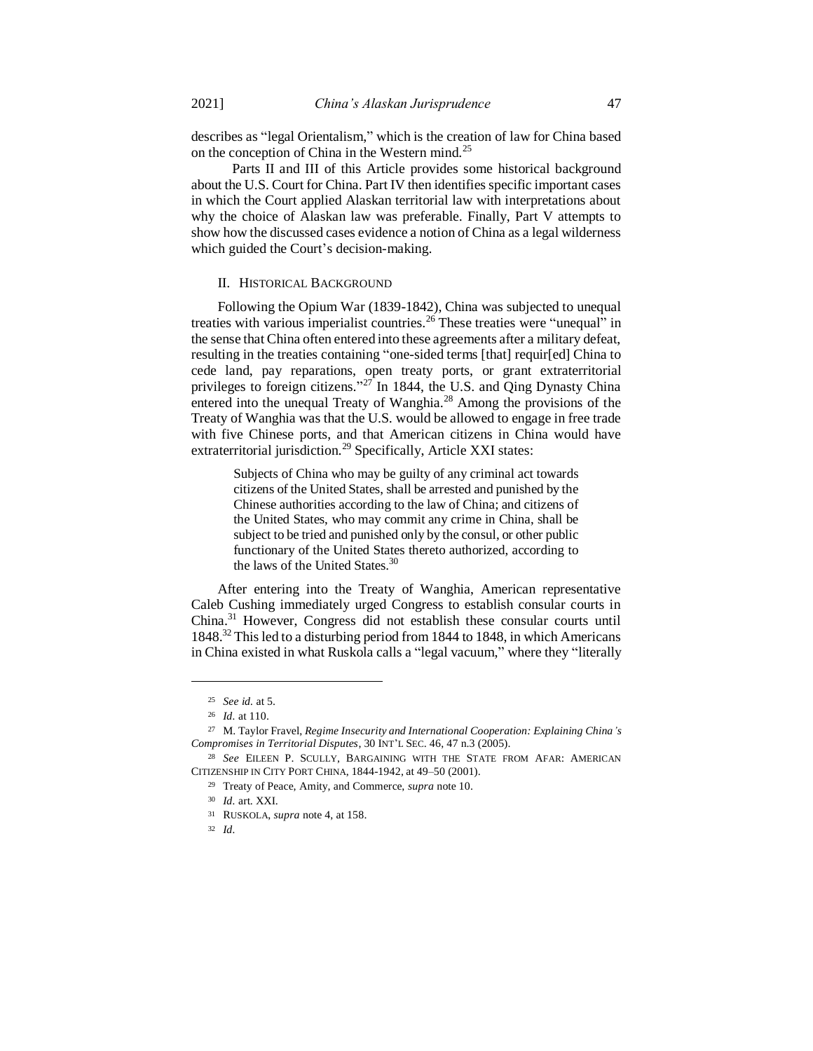describes as "legal Orientalism," which is the creation of law for China based on the conception of China in the Western mind.[25]

Parts II and III of this Article provides some historical background about the U.S. Court for China. Part IV then identifies specific important cases in which the Court applied Alaskan territorial law with interpretations about why the choice of Alaskan law was preferable. Finally, Part V attempts to show how the discussed cases evidence a notion of China as a legal wilderness which guided the Court's decision-making.

## II. HISTORICAL BACKGROUND

Following the Opium War (1839-1842), China was subjected to unequal treaties with various imperialist countries.[26] These treaties were "unequal" in the sense that China often entered into these agreements after a military defeat, resulting in the treaties containing "one-sided terms [that] requir[ed] China to cede land, pay reparations, open treaty ports, or grant extraterritorial privileges to foreign citizens."[27] In 1844, the U.S. and Qing Dynasty China entered into the unequal Treaty of Wanghia.[28] Among the provisions of the Treaty of Wanghia was that the U.S. would be allowed to engage in free trade with five Chinese ports, and that American citizens in China would have extraterritorial jurisdiction.[29] Specifically, Article XXI states:

> Subjects of China who may be guilty of any criminal act towards citizens of the United States, shall be arrested and punished by the Chinese authorities according to the law of China; and citizens of the United States, who may commit any crime in China, shall be subject to be tried and punished only by the consul, or other public functionary of the United States thereto authorized, according to the laws of the United States.[30]

After entering into the Treaty of Wanghia, American representative Caleb Cushing immediately urged Congress to establish consular courts in China.[31] However, Congress did not establish these consular courts until 1848.[32] This led to a disturbing period from 1844 to 1848, in which Americans in China existed in what Ruskola calls a "legal vacuum," where they "literally

---

25 *See id.* at 5.

26 *Id.* at 110.

27 M. Taylor Fravel, *Regime Insecurity and International Cooperation: Explaining China's Compromises in Territorial Disputes*, 30 INT'L SEC. 46, 47 n.3 (2005).

28 *See* EILEEN P. SCULLY, BARGAINING WITH THE STATE FROM AFAR: AMERICAN CITIZENSHIP IN CITY PORT CHINA, 1844-1942, at 49–50 (2001).

29 Treaty of Peace, Amity, and Commerce, *supra* note 10.

30 *Id.* art. XXI.

31 RUSKOLA, *supra* note 4, at 158.

32 *Id.*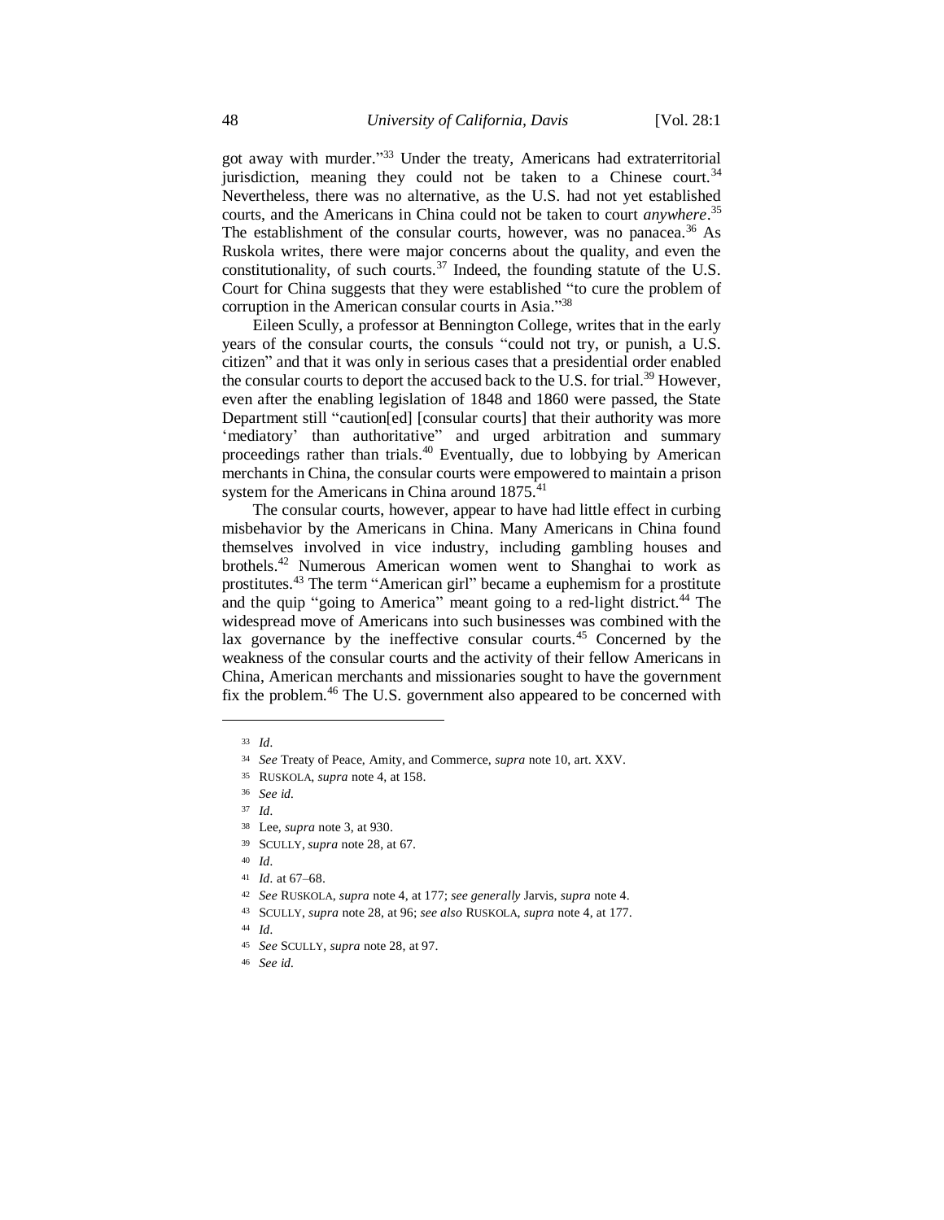got away with murder."[33] Under the treaty, Americans had extraterritorial jurisdiction, meaning they could not be taken to a Chinese court.[34] Nevertheless, there was no alternative, as the U.S. had not yet established courts, and the Americans in China could not be taken to court *anywhere*.[35] The establishment of the consular courts, however, was no panacea.[36] As Ruskola writes, there were major concerns about the quality, and even the constitutionality, of such courts.[37] Indeed, the founding statute of the U.S. Court for China suggests that they were established "to cure the problem of corruption in the American consular courts in Asia."[38]

Eileen Scully, a professor at Bennington College, writes that in the early years of the consular courts, the consuls "could not try, or punish, a U.S. citizen" and that it was only in serious cases that a presidential order enabled the consular courts to deport the accused back to the U.S. for trial.[39] However, even after the enabling legislation of 1848 and 1860 were passed, the State Department still "caution[ed] [consular courts] that their authority was more 'mediatory' than authoritative" and urged arbitration and summary proceedings rather than trials.[40] Eventually, due to lobbying by American merchants in China, the consular courts were empowered to maintain a prison system for the Americans in China around 1875.[41]

The consular courts, however, appear to have had little effect in curbing misbehavior by the Americans in China. Many Americans in China found themselves involved in vice industry, including gambling houses and brothels.[42] Numerous American women went to Shanghai to work as prostitutes.[43] The term "American girl" became a euphemism for a prostitute and the quip "going to America" meant going to a red-light district.[44] The widespread move of Americans into such businesses was combined with the lax governance by the ineffective consular courts.[45] Concerned by the weakness of the consular courts and the activity of their fellow Americans in China, American merchants and missionaries sought to have the government fix the problem.[46] The U.S. government also appeared to be concerned with

---

33 *Id*.

34 *See* Treaty of Peace, Amity, and Commerce, *supra* note 10, art. XXV.

35 RUSKOLA, *supra* note 4, at 158.

36 *See id.*

37 *Id*.

38 Lee, *supra* note 3, at 930.

39 SCULLY, *supra* note 28, at 67.

40 *Id*.

41 *Id.* at 67–68.

42 *See* RUSKOLA, *supra* note 4, at 177; *see generally* Jarvis, *supra* note 4.

43 SCULLY, *supra* note 28, at 96; *see also* RUSKOLA, *supra* note 4, at 177.

44 *Id*.

45 *See* SCULLY, *supra* note 28, at 97.

46 *See id*.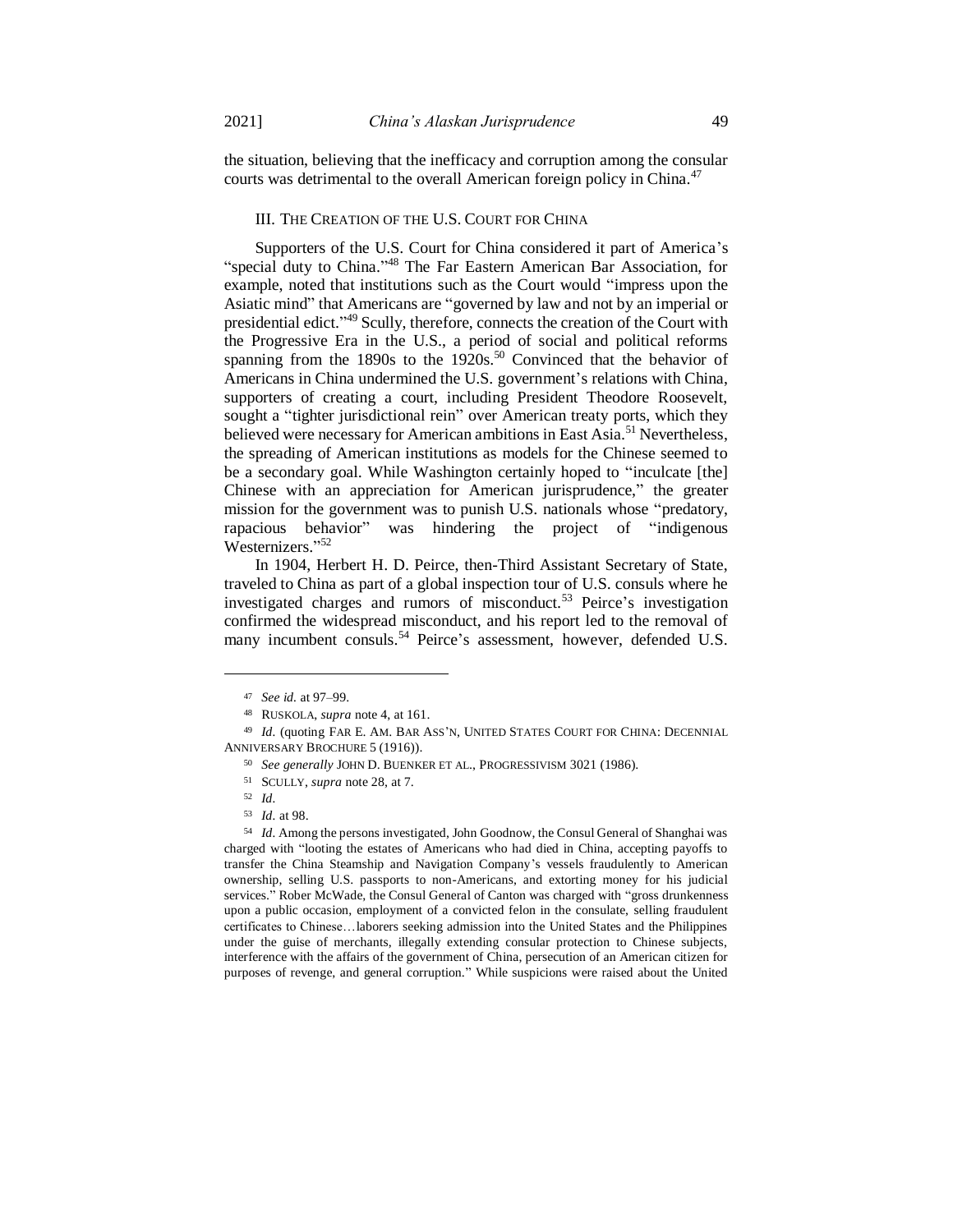the situation, believing that the inefficacy and corruption among the consular courts was detrimental to the overall American foreign policy in China.[47]

## III. THE CREATION OF THE U.S. COURT FOR CHINA

Supporters of the U.S. Court for China considered it part of America's "special duty to China."[48] The Far Eastern American Bar Association, for example, noted that institutions such as the Court would "impress upon the Asiatic mind" that Americans are "governed by law and not by an imperial or presidential edict."[49] Scully, therefore, connects the creation of the Court with the Progressive Era in the U.S., a period of social and political reforms spanning from the 1890s to the 1920s.[50] Convinced that the behavior of Americans in China undermined the U.S. government's relations with China, supporters of creating a court, including President Theodore Roosevelt, sought a "tighter jurisdictional rein" over American treaty ports, which they believed were necessary for American ambitions in East Asia.[51] Nevertheless, the spreading of American institutions as models for the Chinese seemed to be a secondary goal. While Washington certainly hoped to "inculcate [the] Chinese with an appreciation for American jurisprudence," the greater mission for the government was to punish U.S. nationals whose "predatory, rapacious behavior" was hindering the project of "indigenous Westernizers."[52]

In 1904, Herbert H. D. Peirce, then-Third Assistant Secretary of State, traveled to China as part of a global inspection tour of U.S. consuls where he investigated charges and rumors of misconduct.[53] Peirce's investigation confirmed the widespread misconduct, and his report led to the removal of many incumbent consuls.[54] Peirce's assessment, however, defended U.S.

---

[47] *See id.* at 97–99.

[48] RUSKOLA, *supra* note 4, at 161.

[49] *Id.* (quoting FAR E. AM. BAR ASS'N, UNITED STATES COURT FOR CHINA: DECENNIAL ANNIVERSARY BROCHURE 5 (1916)).

[50] *See generally* JOHN D. BUENKER ET AL., PROGRESSIVISM 3021 (1986).

[51] SCULLY, *supra* note 28, at 7.

[52] *Id.*

[53] *Id.* at 98.

[54] *Id.* Among the persons investigated, John Goodnow, the Consul General of Shanghai was charged with "looting the estates of Americans who had died in China, accepting payoffs to transfer the China Steamship and Navigation Company's vessels fraudulently to American ownership, selling U.S. passports to non-Americans, and extorting money for his judicial services." Rober McWade, the Consul General of Canton was charged with "gross drunkenness upon a public occasion, employment of a convicted felon in the consulate, selling fraudulent certificates to Chinese…laborers seeking admission into the United States and the Philippines under the guise of merchants, illegally extending consular protection to Chinese subjects, interference with the affairs of the government of China, persecution of an American citizen for purposes of revenge, and general corruption." While suspicions were raised about the United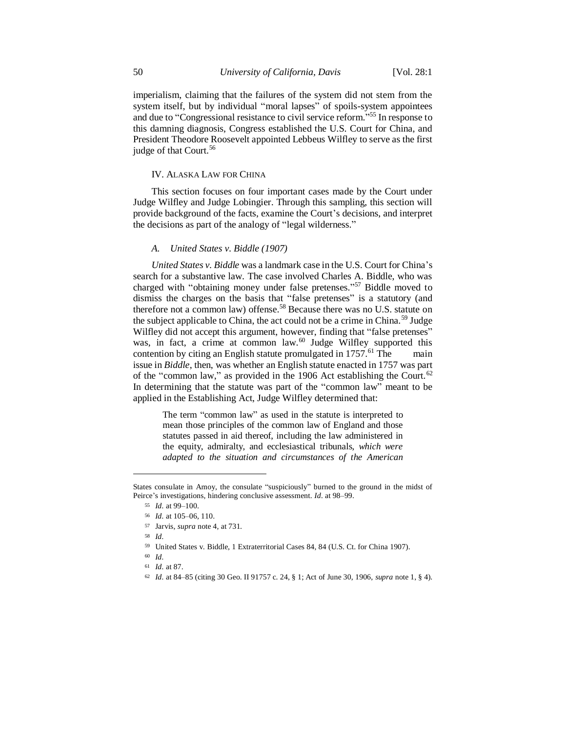imperialism, claiming that the failures of the system did not stem from the system itself, but by individual "moral lapses" of spoils-system appointees and due to "Congressional resistance to civil service reform."[55] In response to this damning diagnosis, Congress established the U.S. Court for China, and President Theodore Roosevelt appointed Lebbeus Wilfley to serve as the first judge of that Court.[56]

## IV. Alaska Law for China

This section focuses on four important cases made by the Court under Judge Wilfley and Judge Lobingier. Through this sampling, this section will provide background of the facts, examine the Court's decisions, and interpret the decisions as part of the analogy of "legal wilderness."

### *A. United States v. Biddle (1907)*

*United States v. Biddle* was a landmark case in the U.S. Court for China's search for a substantive law. The case involved Charles A. Biddle, who was charged with "obtaining money under false pretenses."[57] Biddle moved to dismiss the charges on the basis that "false pretenses" is a statutory (and therefore not a common law) offense.[58] Because there was no U.S. statute on the subject applicable to China, the act could not be a crime in China.[59] Judge Wilfley did not accept this argument, however, finding that "false pretenses" was, in fact, a crime at common law.[60] Judge Wilfley supported this contention by citing an English statute promulgated in 1757.[61] The main issue in *Biddle*, then, was whether an English statute enacted in 1757 was part of the "common law," as provided in the 1906 Act establishing the Court.[62] In determining that the statute was part of the "common law" meant to be applied in the Establishing Act, Judge Wilfley determined that:

> The term "common law" as used in the statute is interpreted to mean those principles of the common law of England and those statutes passed in aid thereof, including the law administered in the equity, admiralty, and ecclesiastical tribunals, *which were adapted to the situation and circumstances of the American*

---

States consulate in Amoy, the consulate "suspiciously" burned to the ground in the midst of Peirce's investigations, hindering conclusive assessment. *Id*. at 98–99.

55 *Id*. at 99–100.

56 *Id*. at 105–06, 110.

57 Jarvis, *supra* note 4, at 731.

58 *Id*.

59 United States v. Biddle, 1 Extraterritorial Cases 84, 84 (U.S. Ct. for China 1907).

60 *Id*.

61 *Id*. at 87.

62 *Id*. at 84–85 (citing 30 Geo. II 91757 c. 24, § 1; Act of June 30, 1906, *supra* note 1, § 4).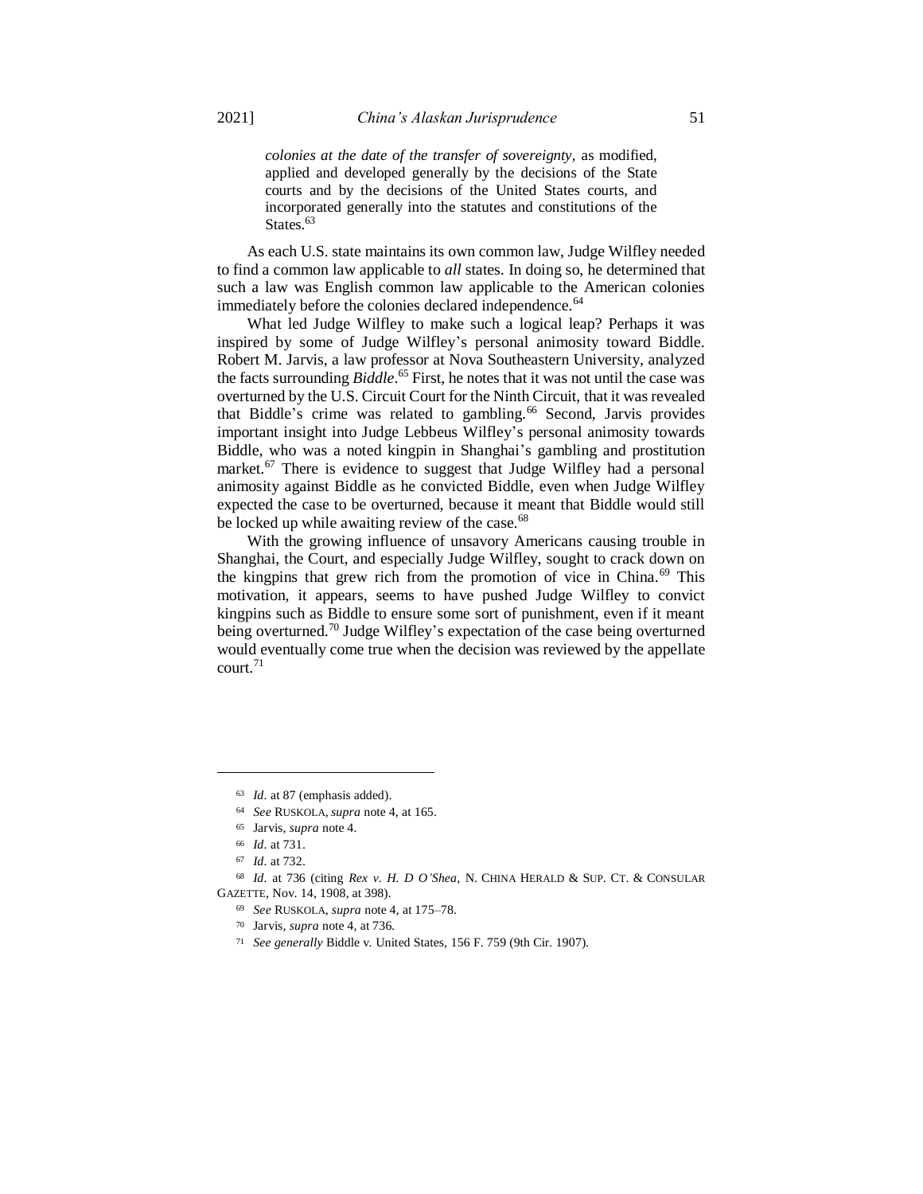> *colonies at the date of the transfer of sovereignty*, as modified, applied and developed generally by the decisions of the State courts and by the decisions of the United States courts, and incorporated generally into the statutes and constitutions of the States.[63]

As each U.S. state maintains its own common law, Judge Wilfley needed to find a common law applicable to *all* states. In doing so, he determined that such a law was English common law applicable to the American colonies immediately before the colonies declared independence.[64]

What led Judge Wilfley to make such a logical leap? Perhaps it was inspired by some of Judge Wilfley's personal animosity toward Biddle. Robert M. Jarvis, a law professor at Nova Southeastern University, analyzed the facts surrounding *Biddle*.[65] First, he notes that it was not until the case was overturned by the U.S. Circuit Court for the Ninth Circuit, that it was revealed that Biddle's crime was related to gambling.[66] Second, Jarvis provides important insight into Judge Lebbeus Wilfley's personal animosity towards Biddle, who was a noted kingpin in Shanghai's gambling and prostitution market.[67] There is evidence to suggest that Judge Wilfley had a personal animosity against Biddle as he convicted Biddle, even when Judge Wilfley expected the case to be overturned, because it meant that Biddle would still be locked up while awaiting review of the case.[68]

With the growing influence of unsavory Americans causing trouble in Shanghai, the Court, and especially Judge Wilfley, sought to crack down on the kingpins that grew rich from the promotion of vice in China.[69] This motivation, it appears, seems to have pushed Judge Wilfley to convict kingpins such as Biddle to ensure some sort of punishment, even if it meant being overturned.[70] Judge Wilfley's expectation of the case being overturned would eventually come true when the decision was reviewed by the appellate court.[71]

---

63 *Id*. at 87 (emphasis added).

64 *See* RUSKOLA, *supra* note 4, at 165.

65 Jarvis, *supra* note 4.

66 *Id*. at 731.

67 *Id*. at 732.

68 *Id*. at 736 (citing *Rex v. H. D O'Shea*, N. CHINA HERALD & SUP. CT. & CONSULAR GAZETTE, Nov. 14, 1908, at 398).

69 *See* RUSKOLA, *supra* note 4, at 175–78.

70 Jarvis, *supra* note 4, at 736.

71 *See generally* Biddle v. United States, 156 F. 759 (9th Cir. 1907).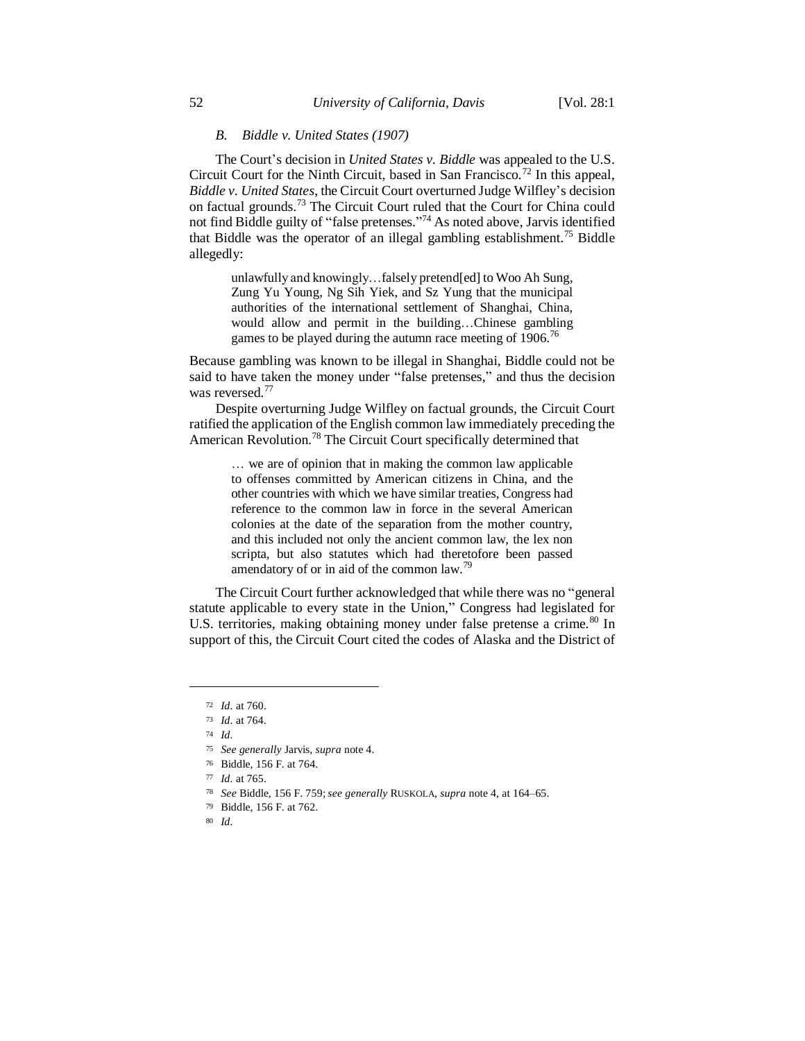### *B. Biddle v. United States (1907)*

The Court's decision in *United States v. Biddle* was appealed to the U.S. Circuit Court for the Ninth Circuit, based in San Francisco.[72] In this appeal, *Biddle v. United States*, the Circuit Court overturned Judge Wilfley's decision on factual grounds.[73] The Circuit Court ruled that the Court for China could not find Biddle guilty of "false pretenses."[74] As noted above, Jarvis identified that Biddle was the operator of an illegal gambling establishment.[75] Biddle allegedly:

> unlawfully and knowingly…falsely pretend[ed] to Woo Ah Sung, Zung Yu Young, Ng Sih Yiek, and Sz Yung that the municipal authorities of the international settlement of Shanghai, China, would allow and permit in the building…Chinese gambling games to be played during the autumn race meeting of 1906.[76]

Because gambling was known to be illegal in Shanghai, Biddle could not be said to have taken the money under "false pretenses," and thus the decision was reversed.[77]

Despite overturning Judge Wilfley on factual grounds, the Circuit Court ratified the application of the English common law immediately preceding the American Revolution.[78] The Circuit Court specifically determined that

> … we are of opinion that in making the common law applicable to offenses committed by American citizens in China, and the other countries with which we have similar treaties, Congress had reference to the common law in force in the several American colonies at the date of the separation from the mother country, and this included not only the ancient common law, the lex non scripta, but also statutes which had theretofore been passed amendatory of or in aid of the common law.[79]

The Circuit Court further acknowledged that while there was no "general statute applicable to every state in the Union," Congress had legislated for U.S. territories, making obtaining money under false pretense a crime.[80] In support of this, the Circuit Court cited the codes of Alaska and the District of

---

[72] *Id.* at 760.

[73] *Id.* at 764.

[74] *Id.*

[75] *See generally* Jarvis, *supra* note 4.

[76] Biddle, 156 F. at 764.

[77] *Id.* at 765.

[78] *See* Biddle, 156 F. 759; *see generally* RUSKOLA, *supra* note 4, at 164–65.

[79] Biddle, 156 F. at 762.

[80] *Id.*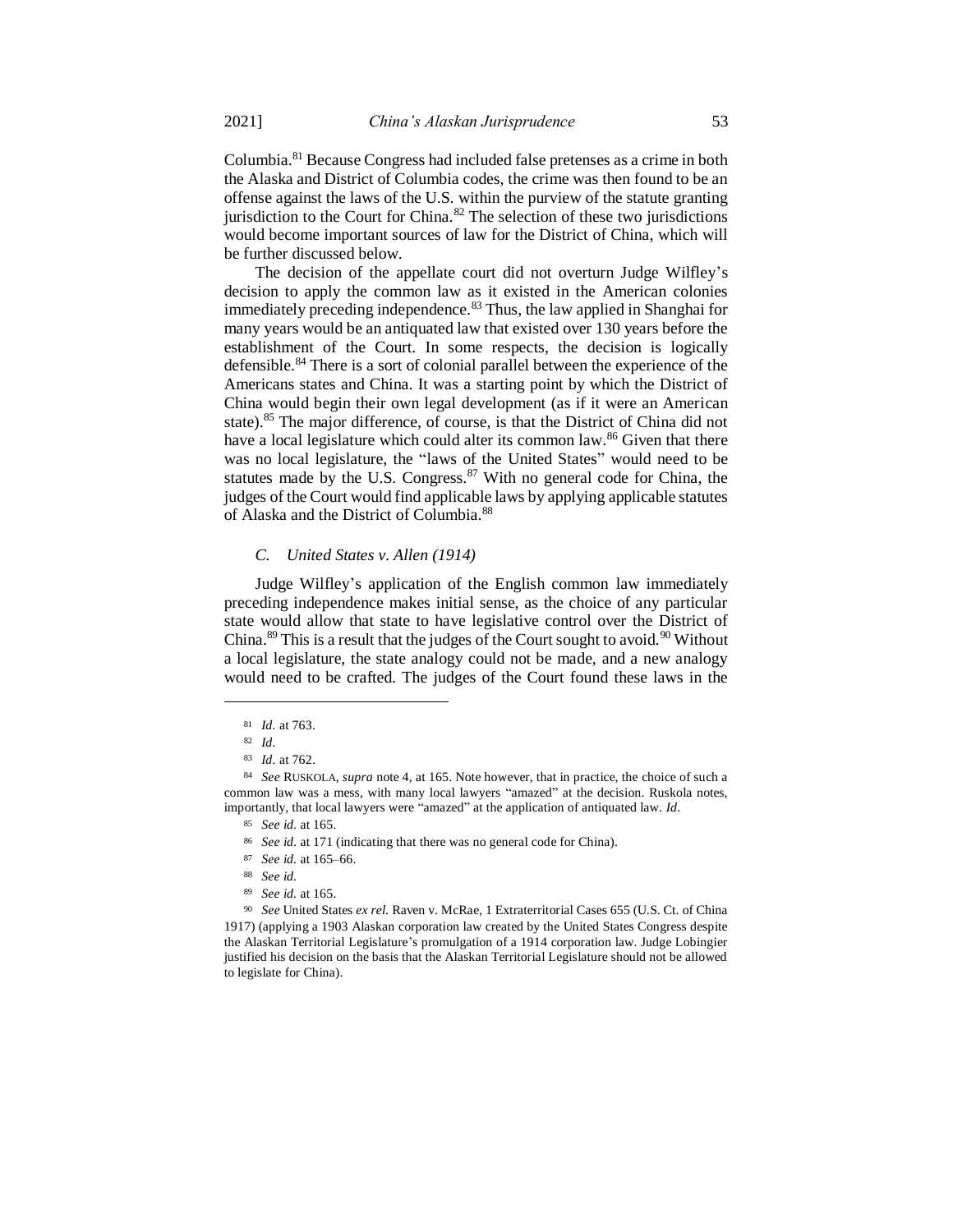Columbia.[81] Because Congress had included false pretenses as a crime in both the Alaska and District of Columbia codes, the crime was then found to be an offense against the laws of the U.S. within the purview of the statute granting jurisdiction to the Court for China.[82] The selection of these two jurisdictions would become important sources of law for the District of China, which will be further discussed below.

The decision of the appellate court did not overturn Judge Wilfley's decision to apply the common law as it existed in the American colonies immediately preceding independence.[83] Thus, the law applied in Shanghai for many years would be an antiquated law that existed over 130 years before the establishment of the Court. In some respects, the decision is logically defensible.[84] There is a sort of colonial parallel between the experience of the Americans states and China. It was a starting point by which the District of China would begin their own legal development (as if it were an American state).[85] The major difference, of course, is that the District of China did not have a local legislature which could alter its common law.[86] Given that there was no local legislature, the "laws of the United States" would need to be statutes made by the U.S. Congress.[87] With no general code for China, the judges of the Court would find applicable laws by applying applicable statutes of Alaska and the District of Columbia.[88]

### *C. United States v. Allen (1914)*

Judge Wilfley's application of the English common law immediately preceding independence makes initial sense, as the choice of any particular state would allow that state to have legislative control over the District of China.[89] This is a result that the judges of the Court sought to avoid.[90] Without a local legislature, the state analogy could not be made, and a new analogy would need to be crafted. The judges of the Court found these laws in the

---

[81] *Id.* at 763.

[82] *Id.*

[83] *Id.* at 762.

[84] *See* RUSKOLA, *supra* note 4, at 165. Note however, that in practice, the choice of such a common law was a mess, with many local lawyers "amazed" at the decision. Ruskola notes, importantly, that local lawyers were "amazed" at the application of antiquated law. *Id*.

[85] *See id.* at 165.

[86] *See id.* at 171 (indicating that there was no general code for China).

[87] *See id.* at 165–66.

[88] *See id.*

[89] *See id.* at 165.

[90] *See* United States *ex rel.* Raven v. McRae, 1 Extraterritorial Cases 655 (U.S. Ct. of China 1917) (applying a 1903 Alaskan corporation law created by the United States Congress despite the Alaskan Territorial Legislature's promulgation of a 1914 corporation law. Judge Lobingier justified his decision on the basis that the Alaskan Territorial Legislature should not be allowed to legislate for China).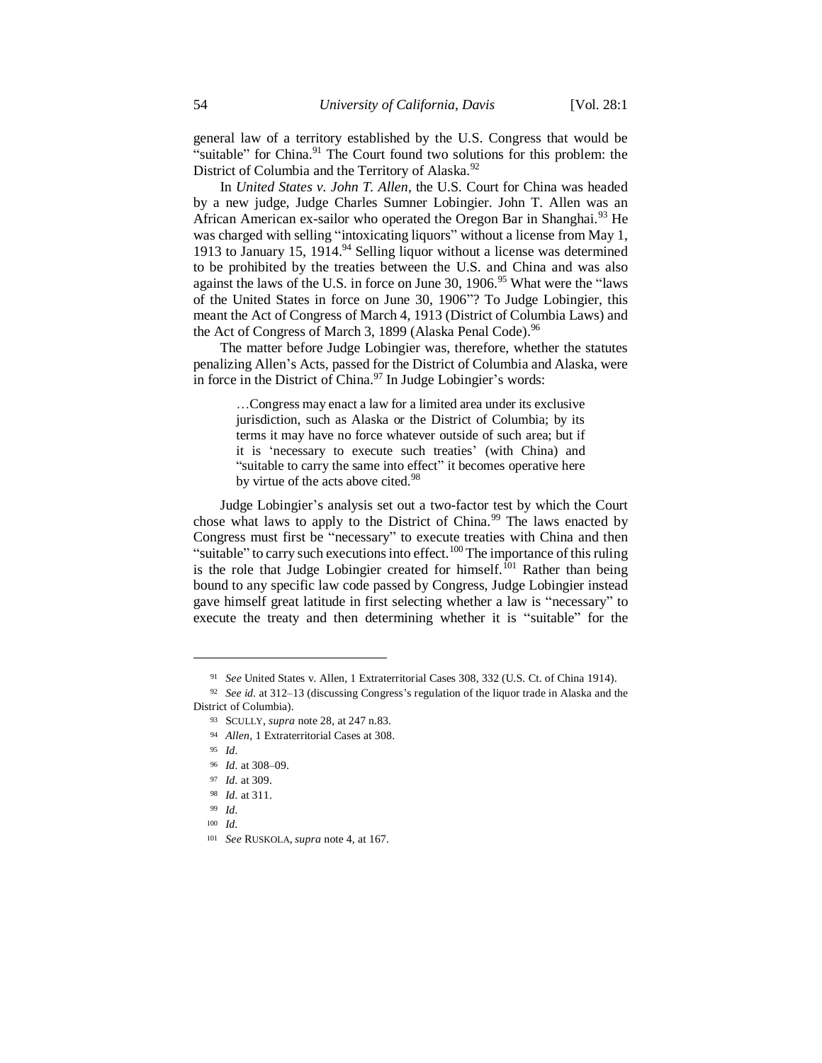general law of a territory established by the U.S. Congress that would be "suitable" for China.[91] The Court found two solutions for this problem: the District of Columbia and the Territory of Alaska.[92]

In *United States v. John T. Allen*, the U.S. Court for China was headed by a new judge, Judge Charles Sumner Lobingier. John T. Allen was an African American ex-sailor who operated the Oregon Bar in Shanghai.[93] He was charged with selling "intoxicating liquors" without a license from May 1, 1913 to January 15, 1914.[94] Selling liquor without a license was determined to be prohibited by the treaties between the U.S. and China and was also against the laws of the U.S. in force on June 30, 1906.[95] What were the "laws of the United States in force on June 30, 1906"? To Judge Lobingier, this meant the Act of Congress of March 4, 1913 (District of Columbia Laws) and the Act of Congress of March 3, 1899 (Alaska Penal Code).[96]

The matter before Judge Lobingier was, therefore, whether the statutes penalizing Allen's Acts, passed for the District of Columbia and Alaska, were in force in the District of China.[97] In Judge Lobingier's words:

> …Congress may enact a law for a limited area under its exclusive jurisdiction, such as Alaska or the District of Columbia; by its terms it may have no force whatever outside of such area; but if it is 'necessary to execute such treaties' (with China) and "suitable to carry the same into effect" it becomes operative here by virtue of the acts above cited.[98]

Judge Lobingier's analysis set out a two-factor test by which the Court chose what laws to apply to the District of China.[99] The laws enacted by Congress must first be "necessary" to execute treaties with China and then "suitable" to carry such executions into effect.[100] The importance of this ruling is the role that Judge Lobingier created for himself.[101] Rather than being bound to any specific law code passed by Congress, Judge Lobingier instead gave himself great latitude in first selecting whether a law is "necessary" to execute the treaty and then determining whether it is "suitable" for the

---

[91] *See* United States v. Allen, 1 Extraterritorial Cases 308, 332 (U.S. Ct. of China 1914).

[92] *See id.* at 312–13 (discussing Congress's regulation of the liquor trade in Alaska and the District of Columbia).

[93] SCULLY, *supra* note 28, at 247 n.83.

[94] *Allen*, 1 Extraterritorial Cases at 308.

[95] *Id*.

[96] *Id.* at 308–09.

[97] *Id.* at 309.

[98] *Id.* at 311.

[99] *Id*.

[100] *Id*.

[101] *See* RUSKOLA, *supra* note 4, at 167.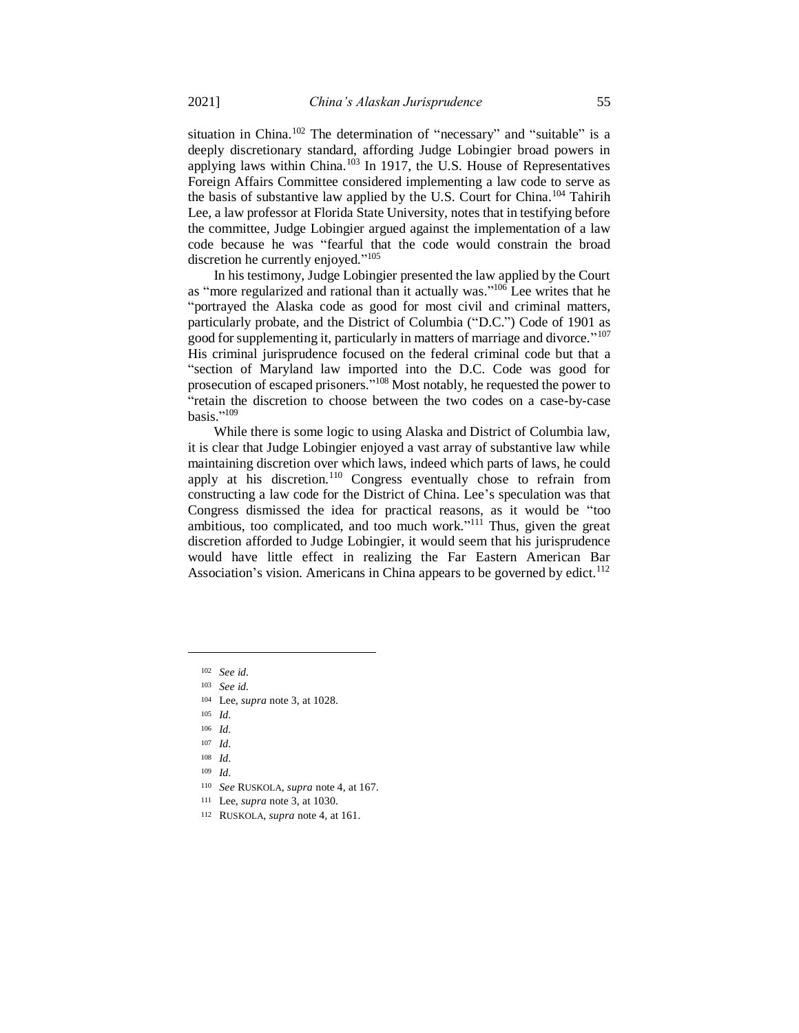situation in China.[102] The determination of "necessary" and "suitable" is a deeply discretionary standard, affording Judge Lobingier broad powers in applying laws within China.[103] In 1917, the U.S. House of Representatives Foreign Affairs Committee considered implementing a law code to serve as the basis of substantive law applied by the U.S. Court for China.[104] Tahirih Lee, a law professor at Florida State University, notes that in testifying before the committee, Judge Lobingier argued against the implementation of a law code because he was "fearful that the code would constrain the broad discretion he currently enjoyed."[105]

In his testimony, Judge Lobingier presented the law applied by the Court as "more regularized and rational than it actually was."[106] Lee writes that he "portrayed the Alaska code as good for most civil and criminal matters, particularly probate, and the District of Columbia ("D.C.") Code of 1901 as good for supplementing it, particularly in matters of marriage and divorce."[107] His criminal jurisprudence focused on the federal criminal code but that a "section of Maryland law imported into the D.C. Code was good for prosecution of escaped prisoners."[108] Most notably, he requested the power to "retain the discretion to choose between the two codes on a case-by-case basis."[109]

While there is some logic to using Alaska and District of Columbia law, it is clear that Judge Lobingier enjoyed a vast array of substantive law while maintaining discretion over which laws, indeed which parts of laws, he could apply at his discretion.[110] Congress eventually chose to refrain from constructing a law code for the District of China. Lee's speculation was that Congress dismissed the idea for practical reasons, as it would be "too ambitious, too complicated, and too much work."[111] Thus, given the great discretion afforded to Judge Lobingier, it would seem that his jurisprudence would have little effect in realizing the Far Eastern American Bar Association's vision. Americans in China appears to be governed by edict.[112]

---

[102] *See id.*

[103] *See id.*

[104] Lee, *supra* note 3, at 1028.

[105] *Id.*

[106] *Id.*

[107] *Id.*

[108] *Id.*

[109] *Id.*

[110] *See* RUSKOLA, *supra* note 4, at 167.

[111] Lee, *supra* note 3, at 1030.

[112] RUSKOLA, *supra* note 4, at 161.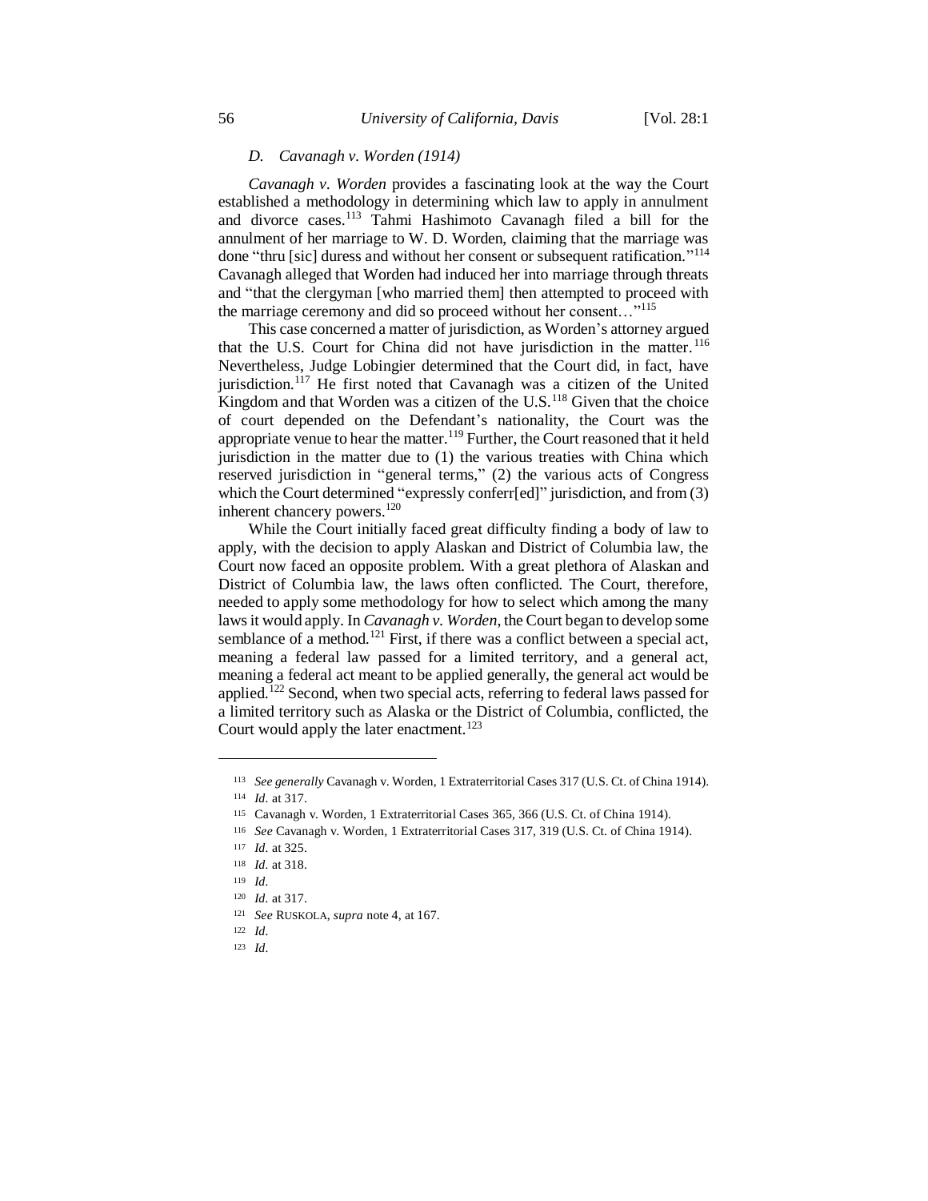### *D. Cavanagh v. Worden (1914)*

*Cavanagh v. Worden* provides a fascinating look at the way the Court established a methodology in determining which law to apply in annulment and divorce cases.[113] Tahmi Hashimoto Cavanagh filed a bill for the annulment of her marriage to W. D. Worden, claiming that the marriage was done "thru [sic] duress and without her consent or subsequent ratification."[114] Cavanagh alleged that Worden had induced her into marriage through threats and "that the clergyman [who married them] then attempted to proceed with the marriage ceremony and did so proceed without her consent…"[115]

This case concerned a matter of jurisdiction, as Worden's attorney argued that the U.S. Court for China did not have jurisdiction in the matter.[116] Nevertheless, Judge Lobingier determined that the Court did, in fact, have jurisdiction.[117] He first noted that Cavanagh was a citizen of the United Kingdom and that Worden was a citizen of the U.S.[118] Given that the choice of court depended on the Defendant's nationality, the Court was the appropriate venue to hear the matter.[119] Further, the Court reasoned that it held jurisdiction in the matter due to (1) the various treaties with China which reserved jurisdiction in "general terms," (2) the various acts of Congress which the Court determined "expressly conferr[ed]" jurisdiction, and from (3) inherent chancery powers.[120]

While the Court initially faced great difficulty finding a body of law to apply, with the decision to apply Alaskan and District of Columbia law, the Court now faced an opposite problem. With a great plethora of Alaskan and District of Columbia law, the laws often conflicted. The Court, therefore, needed to apply some methodology for how to select which among the many laws it would apply. In *Cavanagh v. Worden*, the Court began to develop some semblance of a method.[121] First, if there was a conflict between a special act, meaning a federal law passed for a limited territory, and a general act, meaning a federal act meant to be applied generally, the general act would be applied.[122] Second, when two special acts, referring to federal laws passed for a limited territory such as Alaska or the District of Columbia, conflicted, the Court would apply the later enactment.[123]

---

[113] *See generally* Cavanagh v. Worden, 1 Extraterritorial Cases 317 (U.S. Ct. of China 1914).

[114] *Id.* at 317.

[115] Cavanagh v. Worden, 1 Extraterritorial Cases 365, 366 (U.S. Ct. of China 1914).

[116] *See* Cavanagh v. Worden, 1 Extraterritorial Cases 317, 319 (U.S. Ct. of China 1914).

[117] *Id.* at 325.

[118] *Id.* at 318.

[119] *Id.*

[120] *Id.* at 317.

[121] *See* RUSKOLA, *supra* note 4, at 167.

[122] *Id.*

[123] *Id.*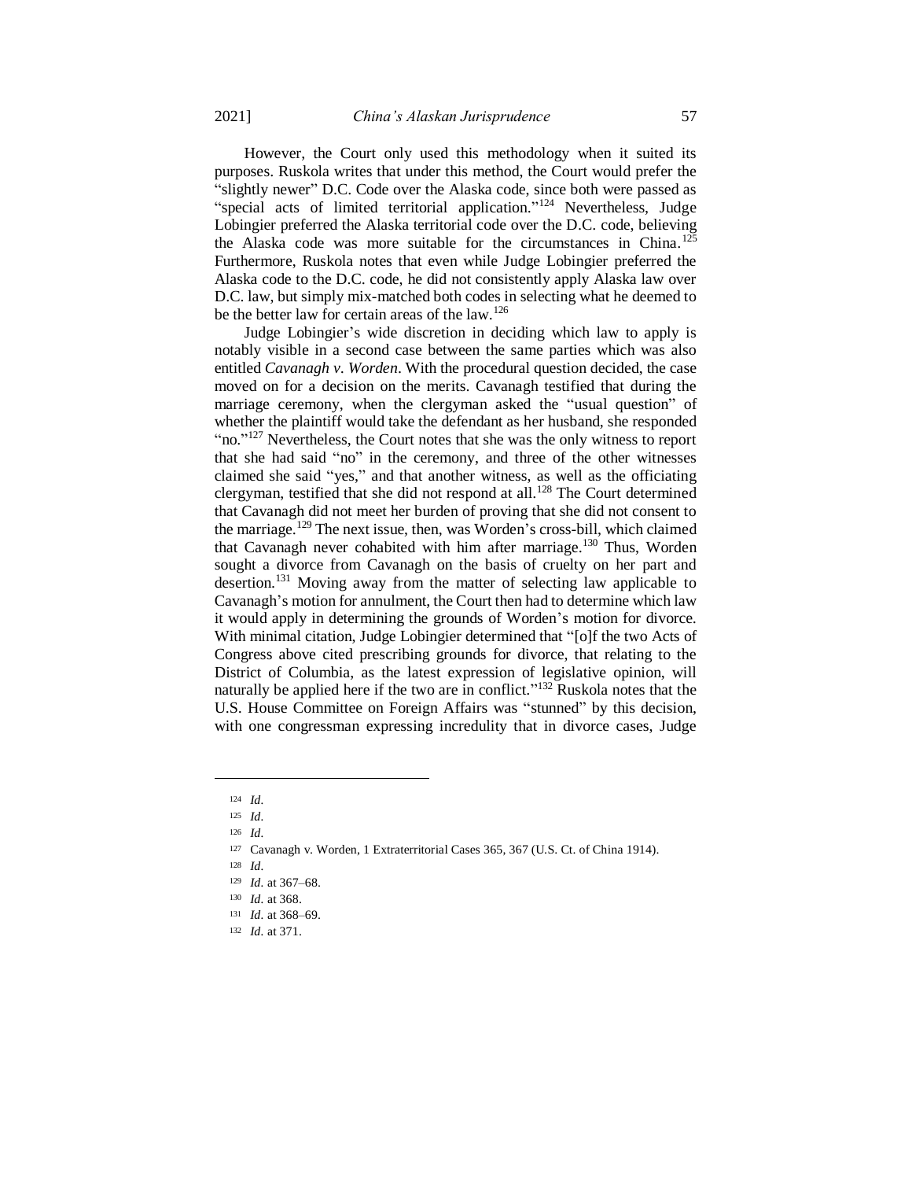However, the Court only used this methodology when it suited its purposes. Ruskola writes that under this method, the Court would prefer the "slightly newer" D.C. Code over the Alaska code, since both were passed as "special acts of limited territorial application."[124] Nevertheless, Judge Lobingier preferred the Alaska territorial code over the D.C. code, believing the Alaska code was more suitable for the circumstances in China.[125] Furthermore, Ruskola notes that even while Judge Lobingier preferred the Alaska code to the D.C. code, he did not consistently apply Alaska law over D.C. law, but simply mix-matched both codes in selecting what he deemed to be the better law for certain areas of the law.[126]

Judge Lobingier's wide discretion in deciding which law to apply is notably visible in a second case between the same parties which was also entitled *Cavanagh v. Worden*. With the procedural question decided, the case moved on for a decision on the merits. Cavanagh testified that during the marriage ceremony, when the clergyman asked the "usual question" of whether the plaintiff would take the defendant as her husband, she responded "no."[127] Nevertheless, the Court notes that she was the only witness to report that she had said "no" in the ceremony, and three of the other witnesses claimed she said "yes," and that another witness, as well as the officiating clergyman, testified that she did not respond at all.[128] The Court determined that Cavanagh did not meet her burden of proving that she did not consent to the marriage.[129] The next issue, then, was Worden's cross-bill, which claimed that Cavanagh never cohabited with him after marriage.[130] Thus, Worden sought a divorce from Cavanagh on the basis of cruelty on her part and desertion.[131] Moving away from the matter of selecting law applicable to Cavanagh's motion for annulment, the Court then had to determine which law it would apply in determining the grounds of Worden's motion for divorce. With minimal citation, Judge Lobingier determined that "[o]f the two Acts of Congress above cited prescribing grounds for divorce, that relating to the District of Columbia, as the latest expression of legislative opinion, will naturally be applied here if the two are in conflict."[132] Ruskola notes that the U.S. House Committee on Foreign Affairs was "stunned" by this decision, with one congressman expressing incredulity that in divorce cases, Judge

---

[124] *Id*.

[125] *Id*.

[126] *Id*.

[127] Cavanagh v. Worden, 1 Extraterritorial Cases 365, 367 (U.S. Ct. of China 1914).

[128] *Id*.

[129] *Id*. at 367–68.

[130] *Id*. at 368.

[131] *Id*. at 368–69.

[132] *Id*. at 371.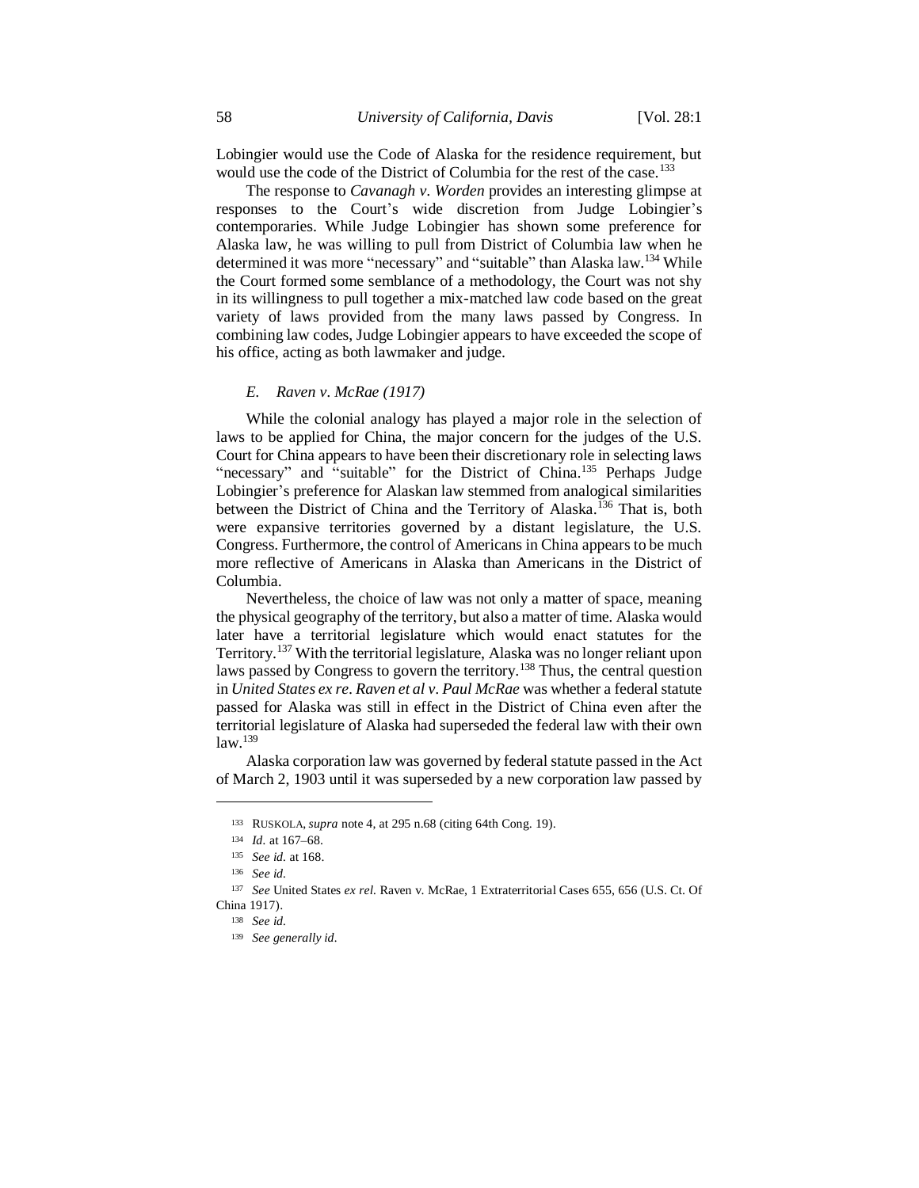Lobingier would use the Code of Alaska for the residence requirement, but would use the code of the District of Columbia for the rest of the case.[133]

The response to *Cavanagh v. Worden* provides an interesting glimpse at responses to the Court's wide discretion from Judge Lobingier's contemporaries. While Judge Lobingier has shown some preference for Alaska law, he was willing to pull from District of Columbia law when he determined it was more "necessary" and "suitable" than Alaska law.[134] While the Court formed some semblance of a methodology, the Court was not shy in its willingness to pull together a mix-matched law code based on the great variety of laws provided from the many laws passed by Congress. In combining law codes, Judge Lobingier appears to have exceeded the scope of his office, acting as both lawmaker and judge.

### *E. Raven v. McRae (1917)*

While the colonial analogy has played a major role in the selection of laws to be applied for China, the major concern for the judges of the U.S. Court for China appears to have been their discretionary role in selecting laws "necessary" and "suitable" for the District of China.[135] Perhaps Judge Lobingier's preference for Alaskan law stemmed from analogical similarities between the District of China and the Territory of Alaska.[136] That is, both were expansive territories governed by a distant legislature, the U.S. Congress. Furthermore, the control of Americans in China appears to be much more reflective of Americans in Alaska than Americans in the District of Columbia.

Nevertheless, the choice of law was not only a matter of space, meaning the physical geography of the territory, but also a matter of time. Alaska would later have a territorial legislature which would enact statutes for the Territory.[137] With the territorial legislature, Alaska was no longer reliant upon laws passed by Congress to govern the territory.[138] Thus, the central question in *United States ex re. Raven et al v. Paul McRae* was whether a federal statute passed for Alaska was still in effect in the District of China even after the territorial legislature of Alaska had superseded the federal law with their own law.[139]

Alaska corporation law was governed by federal statute passed in the Act of March 2, 1903 until it was superseded by a new corporation law passed by

---

[133] RUSKOLA, *supra* note 4, at 295 n.68 (citing 64th Cong. 19).

[134] *Id.* at 167–68.

[135] *See id.* at 168.

[136] *See id.*

[137] *See* United States *ex rel.* Raven v. McRae, 1 Extraterritorial Cases 655, 656 (U.S. Ct. Of China 1917).

[138] *See id.*

[139] *See generally id.*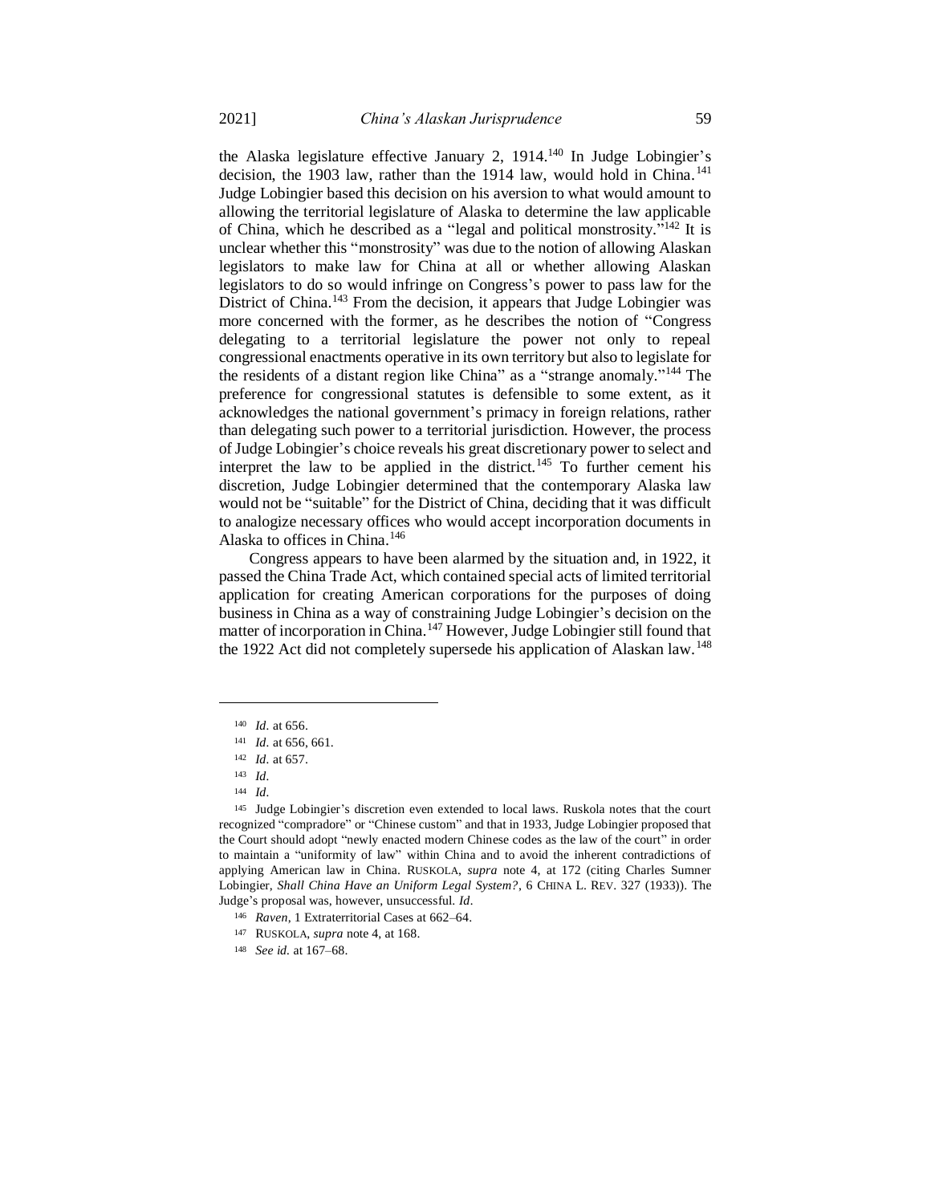the Alaska legislature effective January 2, 1914.[140] In Judge Lobingier's decision, the 1903 law, rather than the 1914 law, would hold in China.[141] Judge Lobingier based this decision on his aversion to what would amount to allowing the territorial legislature of Alaska to determine the law applicable of China, which he described as a "legal and political monstrosity."[142] It is unclear whether this "monstrosity" was due to the notion of allowing Alaskan legislators to make law for China at all or whether allowing Alaskan legislators to do so would infringe on Congress's power to pass law for the District of China.[143] From the decision, it appears that Judge Lobingier was more concerned with the former, as he describes the notion of "Congress delegating to a territorial legislature the power not only to repeal congressional enactments operative in its own territory but also to legislate for the residents of a distant region like China" as a "strange anomaly."[144] The preference for congressional statutes is defensible to some extent, as it acknowledges the national government's primacy in foreign relations, rather than delegating such power to a territorial jurisdiction. However, the process of Judge Lobingier's choice reveals his great discretionary power to select and interpret the law to be applied in the district.[145] To further cement his discretion, Judge Lobingier determined that the contemporary Alaska law would not be "suitable" for the District of China, deciding that it was difficult to analogize necessary offices who would accept incorporation documents in Alaska to offices in China.[146]

Congress appears to have been alarmed by the situation and, in 1922, it passed the China Trade Act, which contained special acts of limited territorial application for creating American corporations for the purposes of doing business in China as a way of constraining Judge Lobingier's decision on the matter of incorporation in China.[147] However, Judge Lobingier still found that the 1922 Act did not completely supersede his application of Alaskan law.[148]

---

[140] *Id.* at 656.

[141] *Id.* at 656, 661.

[142] *Id.* at 657.

[143] *Id.*

[144] *Id.*

[145] Judge Lobingier's discretion even extended to local laws. Ruskola notes that the court recognized "compradore" or "Chinese custom" and that in 1933, Judge Lobingier proposed that the Court should adopt "newly enacted modern Chinese codes as the law of the court" in order to maintain a "uniformity of law" within China and to avoid the inherent contradictions of applying American law in China. RUSKOLA, *supra* note 4, at 172 (citing Charles Sumner Lobingier, *Shall China Have an Uniform Legal System?*, 6 CHINA L. REV. 327 (1933)). The Judge's proposal was, however, unsuccessful. *Id*.

[146] *Raven*, 1 Extraterritorial Cases at 662–64.

[147] RUSKOLA, *supra* note 4, at 168.

[148] *See id.* at 167–68.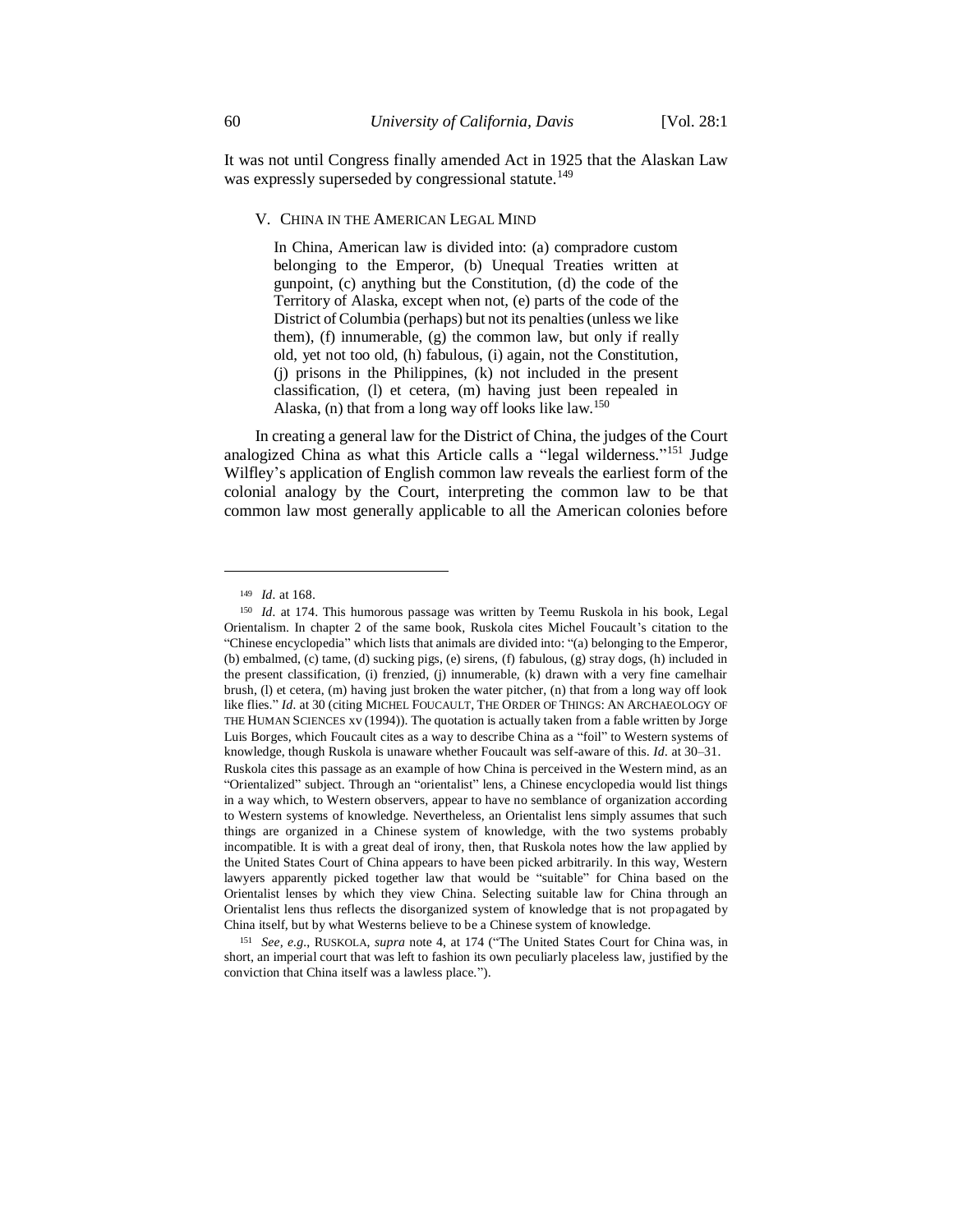It was not until Congress finally amended Act in 1925 that the Alaskan Law was expressly superseded by congressional statute.[149]

## V. China in the American Legal Mind

> In China, American law is divided into: (a) compradore custom belonging to the Emperor, (b) Unequal Treaties written at gunpoint, (c) anything but the Constitution, (d) the code of the Territory of Alaska, except when not, (e) parts of the code of the District of Columbia (perhaps) but not its penalties (unless we like them), (f) innumerable, (g) the common law, but only if really old, yet not too old, (h) fabulous, (i) again, not the Constitution, (j) prisons in the Philippines, (k) not included in the present classification, (l) et cetera, (m) having just been repealed in Alaska, (n) that from a long way off looks like law.[150]

In creating a general law for the District of China, the judges of the Court analogized China as what this Article calls a "legal wilderness."[151] Judge Wilfley's application of English common law reveals the earliest form of the colonial analogy by the Court, interpreting the common law to be that common law most generally applicable to all the American colonies before

---

[149] *Id.* at 168.

[150] *Id.* at 174. This humorous passage was written by Teemu Ruskola in his book, Legal Orientalism. In chapter 2 of the same book, Ruskola cites Michel Foucault's citation to the "Chinese encyclopedia" which lists that animals are divided into: "(a) belonging to the Emperor, (b) embalmed, (c) tame, (d) sucking pigs, (e) sirens, (f) fabulous, (g) stray dogs, (h) included in the present classification, (i) frenzied, (j) innumerable, (k) drawn with a very fine camelhair brush, (l) et cetera, (m) having just broken the water pitcher, (n) that from a long way off look like flies." *Id.* at 30 (citing MICHEL FOUCAULT, THE ORDER OF THINGS: AN ARCHAEOLOGY OF THE HUMAN SCIENCES xv (1994)). The quotation is actually taken from a fable written by Jorge Luis Borges, which Foucault cites as a way to describe China as a "foil" to Western systems of knowledge, though Ruskola is unaware whether Foucault was self-aware of this. *Id.* at 30–31. Ruskola cites this passage as an example of how China is perceived in the Western mind, as an "Orientalized" subject. Through an "orientalist" lens, a Chinese encyclopedia would list things in a way which, to Western observers, appear to have no semblance of organization according to Western systems of knowledge. Nevertheless, an Orientalist lens simply assumes that such things are organized in a Chinese system of knowledge, with the two systems probably incompatible. It is with a great deal of irony, then, that Ruskola notes how the law applied by the United States Court of China appears to have been picked arbitrarily. In this way, Western lawyers apparently picked together law that would be "suitable" for China based on the Orientalist lenses by which they view China. Selecting suitable law for China through an Orientalist lens thus reflects the disorganized system of knowledge that is not propagated by China itself, but by what Westerns believe to be a Chinese system of knowledge.

[151] *See, e.g.*, RUSKOLA, *supra* note 4, at 174 ("The United States Court for China was, in short, an imperial court that was left to fashion its own peculiarly placeless law, justified by the conviction that China itself was a lawless place.").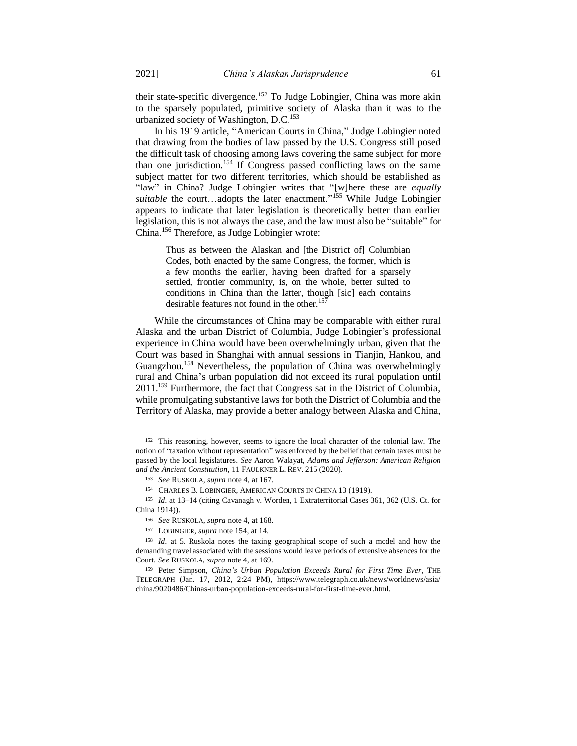their state-specific divergence.[152] To Judge Lobingier, China was more akin to the sparsely populated, primitive society of Alaska than it was to the urbanized society of Washington, D.C.[153]

In his 1919 article, "American Courts in China," Judge Lobingier noted that drawing from the bodies of law passed by the U.S. Congress still posed the difficult task of choosing among laws covering the same subject for more than one jurisdiction.[154] If Congress passed conflicting laws on the same subject matter for two different territories, which should be established as "law" in China? Judge Lobingier writes that "[w]here these are *equally suitable* the court…adopts the later enactment."[155] While Judge Lobingier appears to indicate that later legislation is theoretically better than earlier legislation, this is not always the case, and the law must also be "suitable" for China.[156] Therefore, as Judge Lobingier wrote:

> Thus as between the Alaskan and [the District of] Columbian Codes, both enacted by the same Congress, the former, which is a few months the earlier, having been drafted for a sparsely settled, frontier community, is, on the whole, better suited to conditions in China than the latter, though [sic] each contains desirable features not found in the other.[157]

While the circumstances of China may be comparable with either rural Alaska and the urban District of Columbia, Judge Lobingier's professional experience in China would have been overwhelmingly urban, given that the Court was based in Shanghai with annual sessions in Tianjin, Hankou, and Guangzhou.[158] Nevertheless, the population of China was overwhelmingly rural and China's urban population did not exceed its rural population until 2011.[159] Furthermore, the fact that Congress sat in the District of Columbia, while promulgating substantive laws for both the District of Columbia and the Territory of Alaska, may provide a better analogy between Alaska and China,

---

[152] This reasoning, however, seems to ignore the local character of the colonial law. The notion of "taxation without representation" was enforced by the belief that certain taxes must be passed by the local legislatures. *See* Aaron Walayat, *Adams and Jefferson: American Religion and the Ancient Constitution*, 11 FAULKNER L. REV. 215 (2020).

[153] *See* RUSKOLA, *supra* note 4, at 167.

[154] CHARLES B. LOBINGIER, AMERICAN COURTS IN CHINA 13 (1919).

[155] *Id*. at 13–14 (citing Cavanagh v. Worden, 1 Extraterritorial Cases 361, 362 (U.S. Ct. for China 1914)).

[156] *See* RUSKOLA, *supra* note 4, at 168.

[157] LOBINGIER, *supra* note 154, at 14.

[158] *Id*. at 5. Ruskola notes the taxing geographical scope of such a model and how the demanding travel associated with the sessions would leave periods of extensive absences for the Court. *See* RUSKOLA, *supra* note 4, at 169.

[159] Peter Simpson, *China's Urban Population Exceeds Rural for First Time Ever*, THE TELEGRAPH (Jan. 17, 2012, 2:24 PM), https://www.telegraph.co.uk/news/worldnews/asia/china/9020486/Chinas-urban-population-exceeds-rural-for-first-time-ever.html.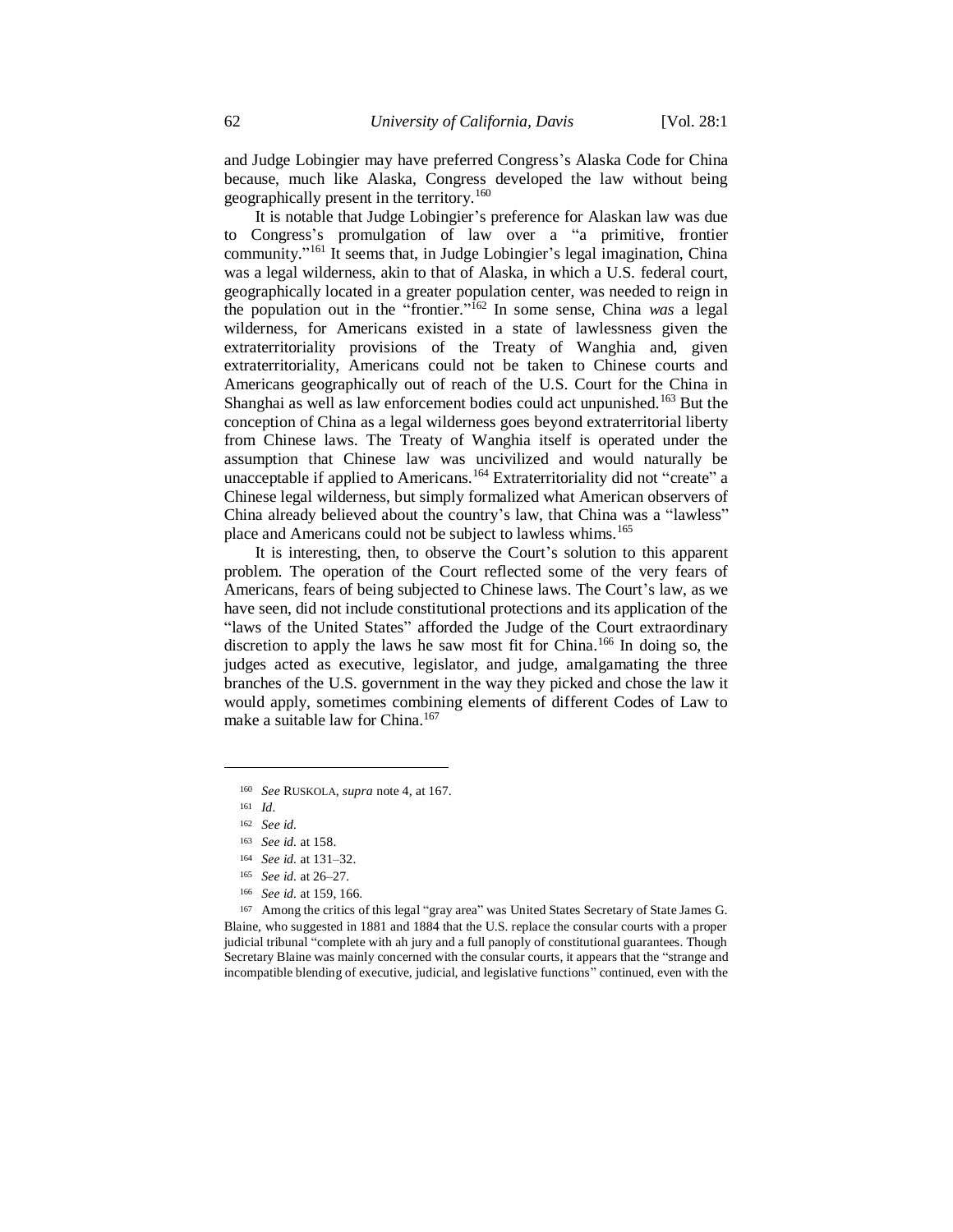and Judge Lobingier may have preferred Congress's Alaska Code for China because, much like Alaska, Congress developed the law without being geographically present in the territory.[160]

It is notable that Judge Lobingier's preference for Alaskan law was due to Congress's promulgation of law over a "a primitive, frontier community."[161] It seems that, in Judge Lobingier's legal imagination, China was a legal wilderness, akin to that of Alaska, in which a U.S. federal court, geographically located in a greater population center, was needed to reign in the population out in the "frontier."[162] In some sense, China *was* a legal wilderness, for Americans existed in a state of lawlessness given the extraterritoriality provisions of the Treaty of Wanghia and, given extraterritoriality, Americans could not be taken to Chinese courts and Americans geographically out of reach of the U.S. Court for the China in Shanghai as well as law enforcement bodies could act unpunished.[163] But the conception of China as a legal wilderness goes beyond extraterritorial liberty from Chinese laws. The Treaty of Wanghia itself is operated under the assumption that Chinese law was uncivilized and would naturally be unacceptable if applied to Americans.[164] Extraterritoriality did not "create" a Chinese legal wilderness, but simply formalized what American observers of China already believed about the country's law, that China was a "lawless" place and Americans could not be subject to lawless whims.[165]

It is interesting, then, to observe the Court's solution to this apparent problem. The operation of the Court reflected some of the very fears of Americans, fears of being subjected to Chinese laws. The Court's law, as we have seen, did not include constitutional protections and its application of the "laws of the United States" afforded the Judge of the Court extraordinary discretion to apply the laws he saw most fit for China.[166] In doing so, the judges acted as executive, legislator, and judge, amalgamating the three branches of the U.S. government in the way they picked and chose the law it would apply, sometimes combining elements of different Codes of Law to make a suitable law for China.[167]

---

[160] *See* RUSKOLA, *supra* note 4, at 167.

[161] *Id*.

[162] *See id.*

[163] *See id.* at 158.

[164] *See id.* at 131–32.

[165] *See id.* at 26–27.

[166] *See id.* at 159, 166.

[167] Among the critics of this legal "gray area" was United States Secretary of State James G. Blaine, who suggested in 1881 and 1884 that the U.S. replace the consular courts with a proper judicial tribunal "complete with ah jury and a full panoply of constitutional guarantees. Though Secretary Blaine was mainly concerned with the consular courts, it appears that the "strange and incompatible blending of executive, judicial, and legislative functions" continued, even with the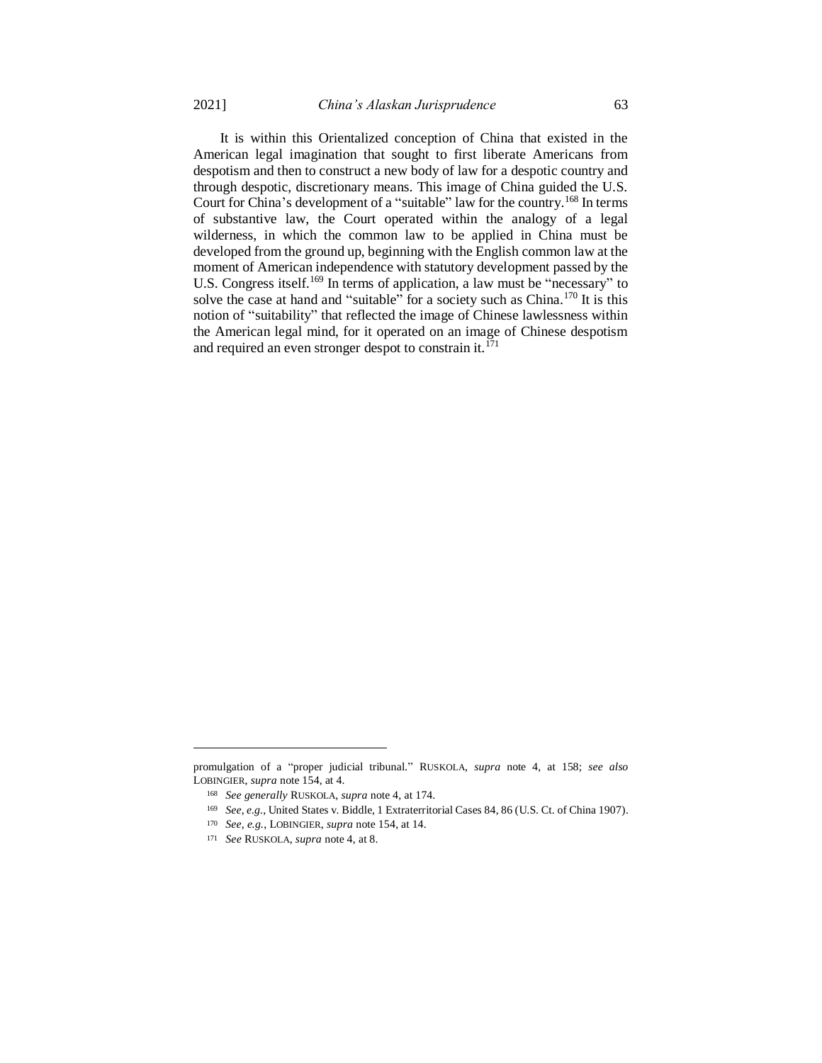It is within this Orientalized conception of China that existed in the American legal imagination that sought to first liberate Americans from despotism and then to construct a new body of law for a despotic country and through despotic, discretionary means. This image of China guided the U.S. Court for China's development of a "suitable" law for the country.[168] In terms of substantive law, the Court operated within the analogy of a legal wilderness, in which the common law to be applied in China must be developed from the ground up, beginning with the English common law at the moment of American independence with statutory development passed by the U.S. Congress itself.[169] In terms of application, a law must be "necessary" to solve the case at hand and "suitable" for a society such as China.[170] It is this notion of "suitability" that reflected the image of Chinese lawlessness within the American legal mind, for it operated on an image of Chinese despotism and required an even stronger despot to constrain it.[171]

---

promulgation of a "proper judicial tribunal." RUSKOLA, *supra* note 4, at 158; *see also* LOBINGIER, *supra* note 154, at 4.

[168] *See generally* RUSKOLA, *supra* note 4, at 174.

[169] *See, e.g.*, United States v. Biddle, 1 Extraterritorial Cases 84, 86 (U.S. Ct. of China 1907).

[170] *See, e.g.*, LOBINGIER, *supra* note 154, at 14.

[171] *See* RUSKOLA, *supra* note 4, at 8.